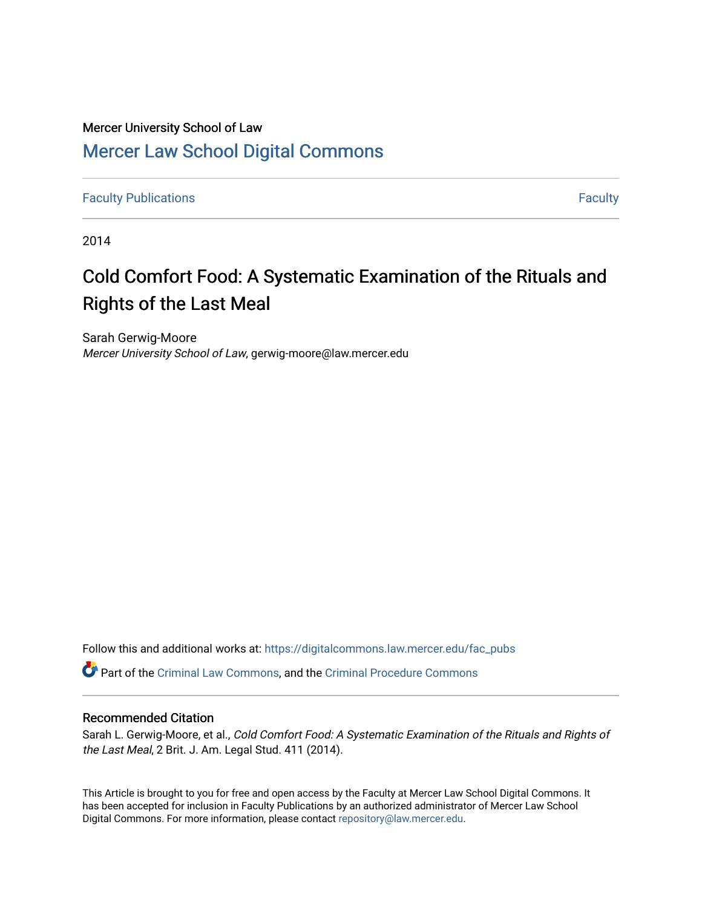Mercer University School of Law

# Mercer Law School Digital Commons

Faculty Publications | Faculty

2014

## Cold Comfort Food: A Systematic Examination of the Rituals and Rights of the Last Meal

Sarah Gerwig-Moore
*Mercer University School of Law*, gerwig-moore@law.mercer.edu

Follow this and additional works at: https://digitalcommons.law.mercer.edu/fac_pubs

Part of the Criminal Law Commons, and the Criminal Procedure Commons

### Recommended Citation

Sarah L. Gerwig-Moore, et al., *Cold Comfort Food: A Systematic Examination of the Rituals and Rights of the Last Meal*, 2 Brit. J. Am. Legal Stud. 411 (2014).

This Article is brought to you for free and open access by the Faculty at Mercer Law School Digital Commons. It has been accepted for inclusion in Faculty Publications by an authorized administrator of Mercer Law School Digital Commons. For more information, please contact repository@law.mercer.edu.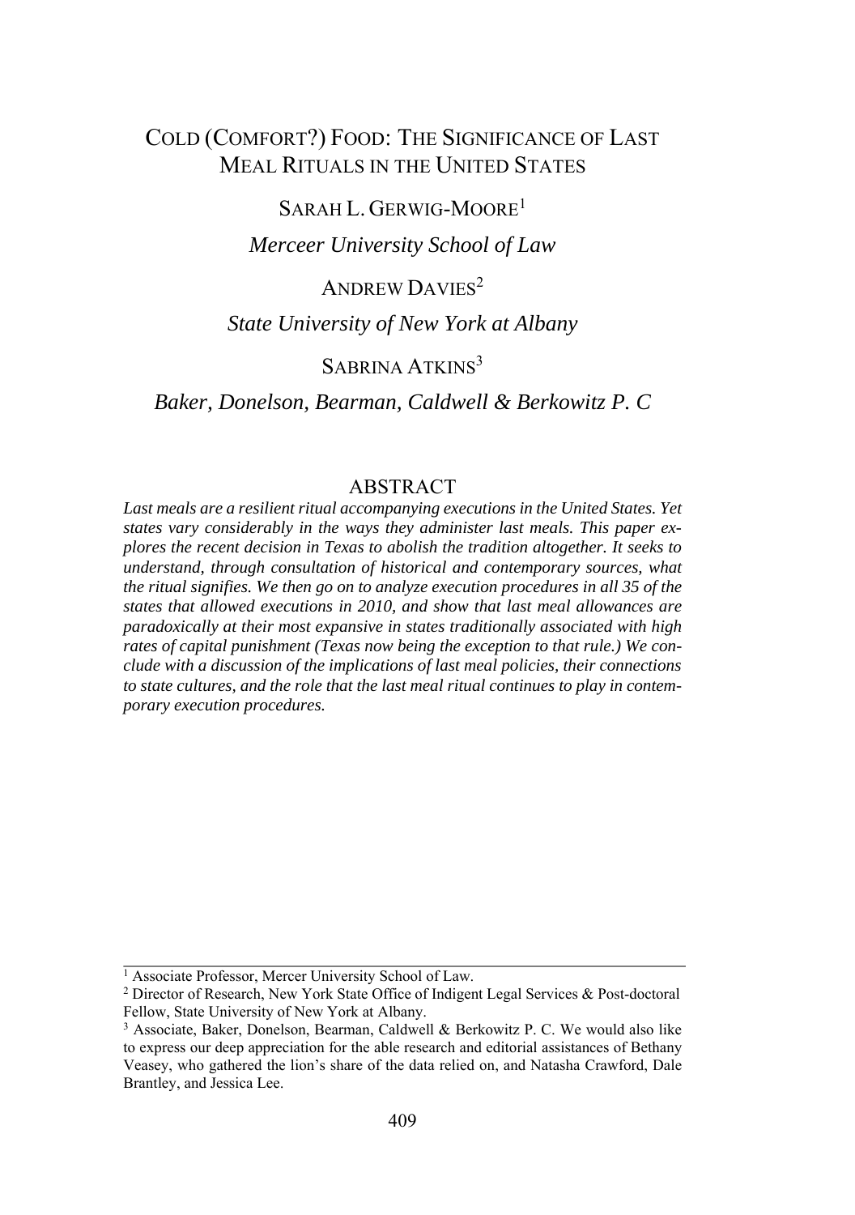# COLD (COMFORT?) FOOD: THE SIGNIFICANCE OF LAST MEAL RITUALS IN THE UNITED STATES

SARAH L. GERWIG-MOORE[1]

*Merceer University School of Law*

ANDREW DAVIES[2]

*State University of New York at Albany*

SABRINA ATKINS[3]

*Baker, Donelson, Bearman, Caldwell & Berkowitz P. C*

## ABSTRACT

*Last meals are a resilient ritual accompanying executions in the United States. Yet states vary considerably in the ways they administer last meals. This paper explores the recent decision in Texas to abolish the tradition altogether. It seeks to understand, through consultation of historical and contemporary sources, what the ritual signifies. We then go on to analyze execution procedures in all 35 of the states that allowed executions in 2010, and show that last meal allowances are paradoxically at their most expansive in states traditionally associated with high rates of capital punishment (Texas now being the exception to that rule.) We conclude with a discussion of the implications of last meal policies, their connections to state cultures, and the role that the last meal ritual continues to play in contemporary execution procedures.*

---

[1] Associate Professor, Mercer University School of Law.

[2] Director of Research, New York State Office of Indigent Legal Services & Post-doctoral Fellow, State University of New York at Albany.

[3] Associate, Baker, Donelson, Bearman, Caldwell & Berkowitz P. C. We would also like to express our deep appreciation for the able research and editorial assistances of Bethany Veasey, who gathered the lion's share of the data relied on, and Natasha Crawford, Dale Brantley, and Jessica Lee.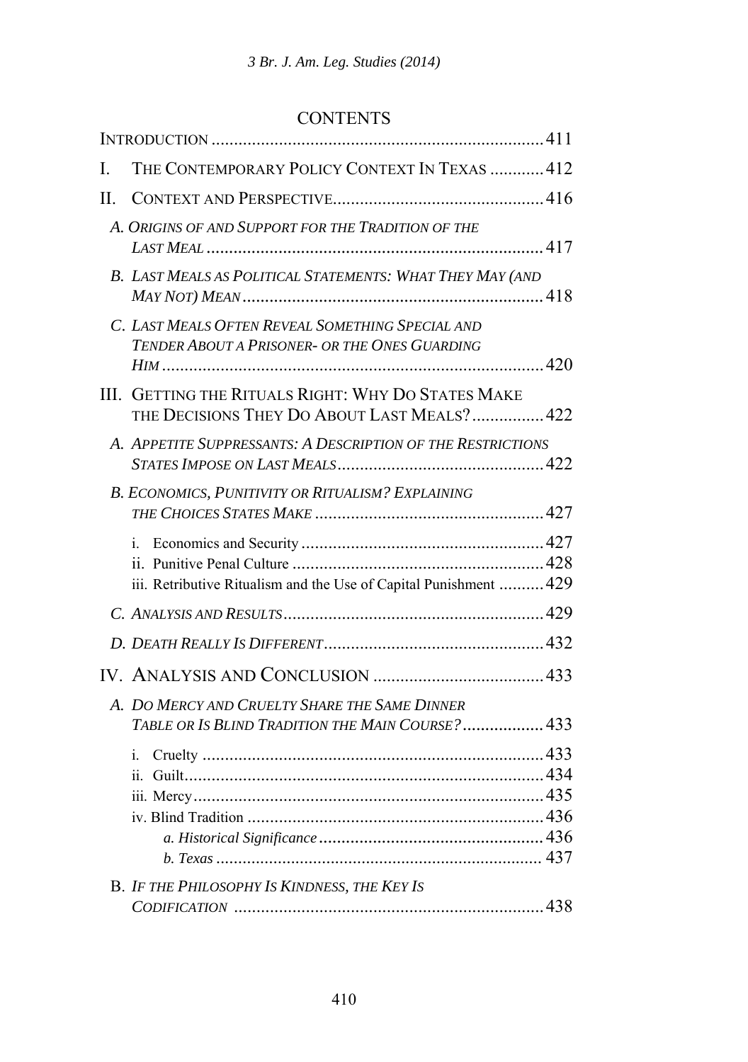## CONTENTS

INTRODUCTION ........................................................................ 411

I. THE CONTEMPORARY POLICY CONTEXT IN TEXAS ............ 412

II. CONTEXT AND PERSPECTIVE.............................................. 416

- *A. ORIGINS OF AND SUPPORT FOR THE TRADITION OF THE LAST MEAL* .......................................................................... 417
- *B. LAST MEALS AS POLITICAL STATEMENTS: WHAT THEY MAY (AND MAY NOT) MEAN* .................................................................. 418
- *C. LAST MEALS OFTEN REVEAL SOMETHING SPECIAL AND TENDER ABOUT A PRISONER- OR THE ONES GUARDING HIM* .................................................................................... 420

III. GETTING THE RITUALS RIGHT: WHY DO STATES MAKE THE DECISIONS THEY DO ABOUT LAST MEALS?................ 422

- *A. APPETITE SUPPRESSANTS: A DESCRIPTION OF THE RESTRICTIONS STATES IMPOSE ON LAST MEALS* ............................................. 422
- *B. ECONOMICS, PUNITIVITY OR RITUALISM? EXPLAINING THE CHOICES STATES MAKE* .................................................. 427
  - i. Economics and Security ..................................................... 427
  - ii. Punitive Penal Culture ........................................................ 428
  - iii. Retributive Ritualism and the Use of Capital Punishment .......... 429
- *C. ANALYSIS AND RESULTS* ......................................................... 429
- *D. DEATH REALLY IS DIFFERENT* ................................................ 432

IV. ANALYSIS AND CONCLUSION ..................................... 433

- *A. DO MERCY AND CRUELTY SHARE THE SAME DINNER TABLE OR IS BLIND TRADITION THE MAIN COURSE?* ................. 433
  - i. Cruelty ........................................................................... 433
  - ii. Guilt............................................................................... 434
  - iii. Mercy............................................................................. 435
  - iv. Blind Tradition ................................................................ 436
    - *a. Historical Significance* ................................................. 436
    - *b. Texas* ........................................................................ 437
- B. *IF THE PHILOSOPHY IS KINDNESS, THE KEY IS CODIFICATION* ................................................................... 438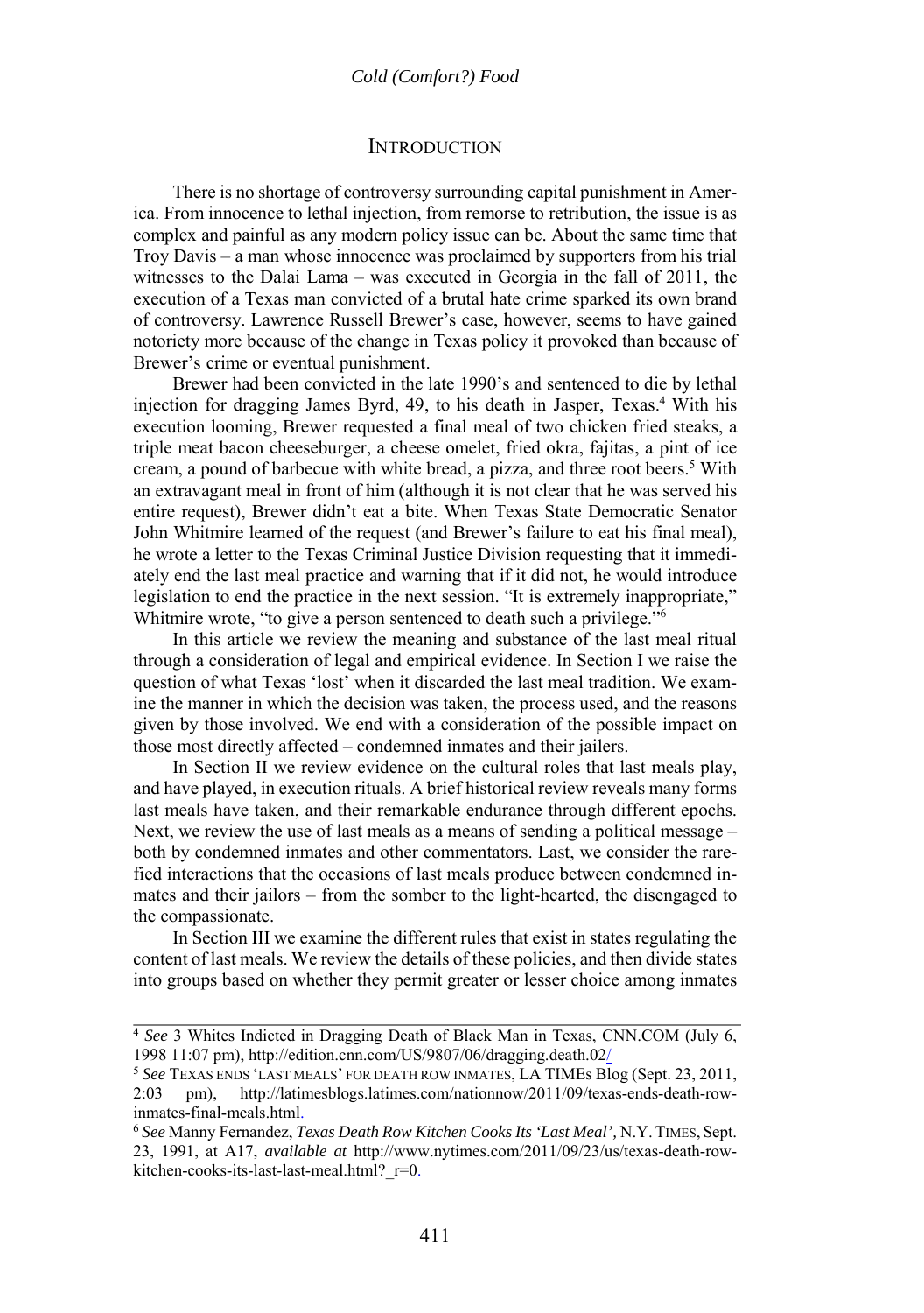## INTRODUCTION

There is no shortage of controversy surrounding capital punishment in America. From innocence to lethal injection, from remorse to retribution, the issue is as complex and painful as any modern policy issue can be. About the same time that Troy Davis – a man whose innocence was proclaimed by supporters from his trial witnesses to the Dalai Lama – was executed in Georgia in the fall of 2011, the execution of a Texas man convicted of a brutal hate crime sparked its own brand of controversy. Lawrence Russell Brewer's case, however, seems to have gained notoriety more because of the change in Texas policy it provoked than because of Brewer's crime or eventual punishment.

Brewer had been convicted in the late 1990's and sentenced to die by lethal injection for dragging James Byrd, 49, to his death in Jasper, Texas.[4] With his execution looming, Brewer requested a final meal of two chicken fried steaks, a triple meat bacon cheeseburger, a cheese omelet, fried okra, fajitas, a pint of ice cream, a pound of barbecue with white bread, a pizza, and three root beers.[5] With an extravagant meal in front of him (although it is not clear that he was served his entire request), Brewer didn't eat a bite. When Texas State Democratic Senator John Whitmire learned of the request (and Brewer's failure to eat his final meal), he wrote a letter to the Texas Criminal Justice Division requesting that it immediately end the last meal practice and warning that if it did not, he would introduce legislation to end the practice in the next session. "It is extremely inappropriate," Whitmire wrote, "to give a person sentenced to death such a privilege."[6]

In this article we review the meaning and substance of the last meal ritual through a consideration of legal and empirical evidence. In Section I we raise the question of what Texas 'lost' when it discarded the last meal tradition. We examine the manner in which the decision was taken, the process used, and the reasons given by those involved. We end with a consideration of the possible impact on those most directly affected – condemned inmates and their jailers.

In Section II we review evidence on the cultural roles that last meals play, and have played, in execution rituals. A brief historical review reveals many forms last meals have taken, and their remarkable endurance through different epochs. Next, we review the use of last meals as a means of sending a political message – both by condemned inmates and other commentators. Last, we consider the rarefied interactions that the occasions of last meals produce between condemned inmates and their jailors – from the somber to the light-hearted, the disengaged to the compassionate.

In Section III we examine the different rules that exist in states regulating the content of last meals. We review the details of these policies, and then divide states into groups based on whether they permit greater or lesser choice among inmates

---

[4] *See* 3 Whites Indicted in Dragging Death of Black Man in Texas, CNN.COM (July 6, 1998 11:07 pm), http://edition.cnn.com/US/9807/06/dragging.death.02/

[5] *See* TEXAS ENDS 'LAST MEALS' FOR DEATH ROW INMATES, LA TIMEs Blog (Sept. 23, 2011, 2:03 pm), http://latimesblogs.latimes.com/nationnow/2011/09/texas-ends-death-row-inmates-final-meals.html.

[6] *See* Manny Fernandez, *Texas Death Row Kitchen Cooks Its 'Last Meal'*, N.Y. TIMES, Sept. 23, 1991, at A17, *available at* http://www.nytimes.com/2011/09/23/us/texas-death-row-kitchen-cooks-its-last-last-meal.html?_r=0.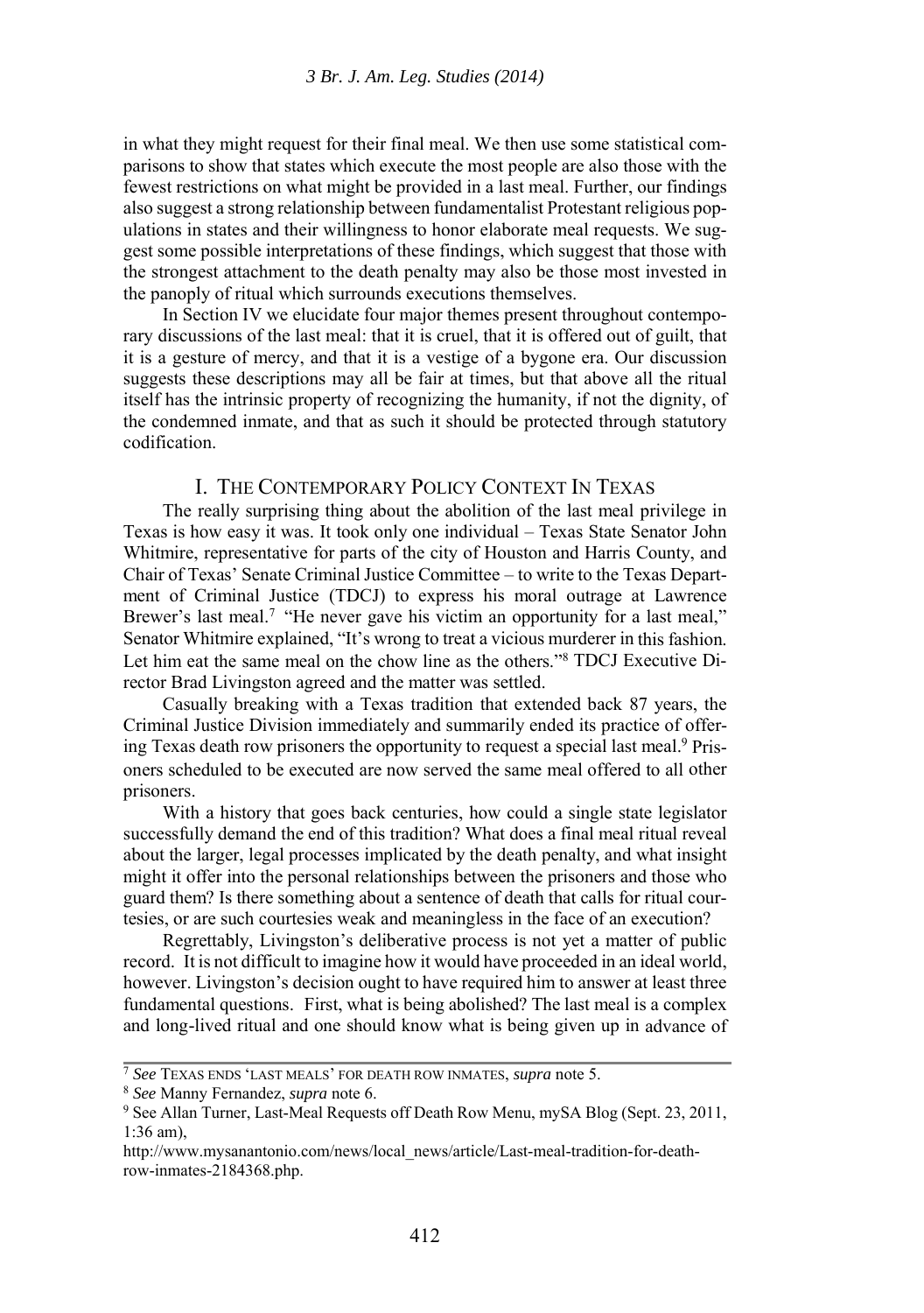in what they might request for their final meal. We then use some statistical comparisons to show that states which execute the most people are also those with the fewest restrictions on what might be provided in a last meal. Further, our findings also suggest a strong relationship between fundamentalist Protestant religious populations in states and their willingness to honor elaborate meal requests. We suggest some possible interpretations of these findings, which suggest that those with the strongest attachment to the death penalty may also be those most invested in the panoply of ritual which surrounds executions themselves.

In Section IV we elucidate four major themes present throughout contemporary discussions of the last meal: that it is cruel, that it is offered out of guilt, that it is a gesture of mercy, and that it is a vestige of a bygone era. Our discussion suggests these descriptions may all be fair at times, but that above all the ritual itself has the intrinsic property of recognizing the humanity, if not the dignity, of the condemned inmate, and that as such it should be protected through statutory codification.

## I. THE CONTEMPORARY POLICY CONTEXT IN TEXAS

The really surprising thing about the abolition of the last meal privilege in Texas is how easy it was. It took only one individual – Texas State Senator John Whitmire, representative for parts of the city of Houston and Harris County, and Chair of Texas' Senate Criminal Justice Committee – to write to the Texas Department of Criminal Justice (TDCJ) to express his moral outrage at Lawrence Brewer's last meal.[7] "He never gave his victim an opportunity for a last meal," Senator Whitmire explained, "It's wrong to treat a vicious murderer in this fashion. Let him eat the same meal on the chow line as the others."[8] TDCJ Executive Director Brad Livingston agreed and the matter was settled.

Casually breaking with a Texas tradition that extended back 87 years, the Criminal Justice Division immediately and summarily ended its practice of offering Texas death row prisoners the opportunity to request a special last meal.[9] Prisoners scheduled to be executed are now served the same meal offered to all other prisoners.

With a history that goes back centuries, how could a single state legislator successfully demand the end of this tradition? What does a final meal ritual reveal about the larger, legal processes implicated by the death penalty, and what insight might it offer into the personal relationships between the prisoners and those who guard them? Is there something about a sentence of death that calls for ritual courtesies, or are such courtesies weak and meaningless in the face of an execution?

Regrettably, Livingston's deliberative process is not yet a matter of public record. It is not difficult to imagine how it would have proceeded in an ideal world, however. Livingston's decision ought to have required him to answer at least three fundamental questions. First, what is being abolished? The last meal is a complex and long-lived ritual and one should know what is being given up in advance of

---

[7] *See* TEXAS ENDS 'LAST MEALS' FOR DEATH ROW INMATES, *supra* note 5.

[8] *See* Manny Fernandez, *supra* note 6.

[9] See Allan Turner, Last-Meal Requests off Death Row Menu, mySA Blog (Sept. 23, 2011, 1:36 am), http://www.mysanantonio.com/news/local_news/article/Last-meal-tradition-for-death-row-inmates-2184368.php.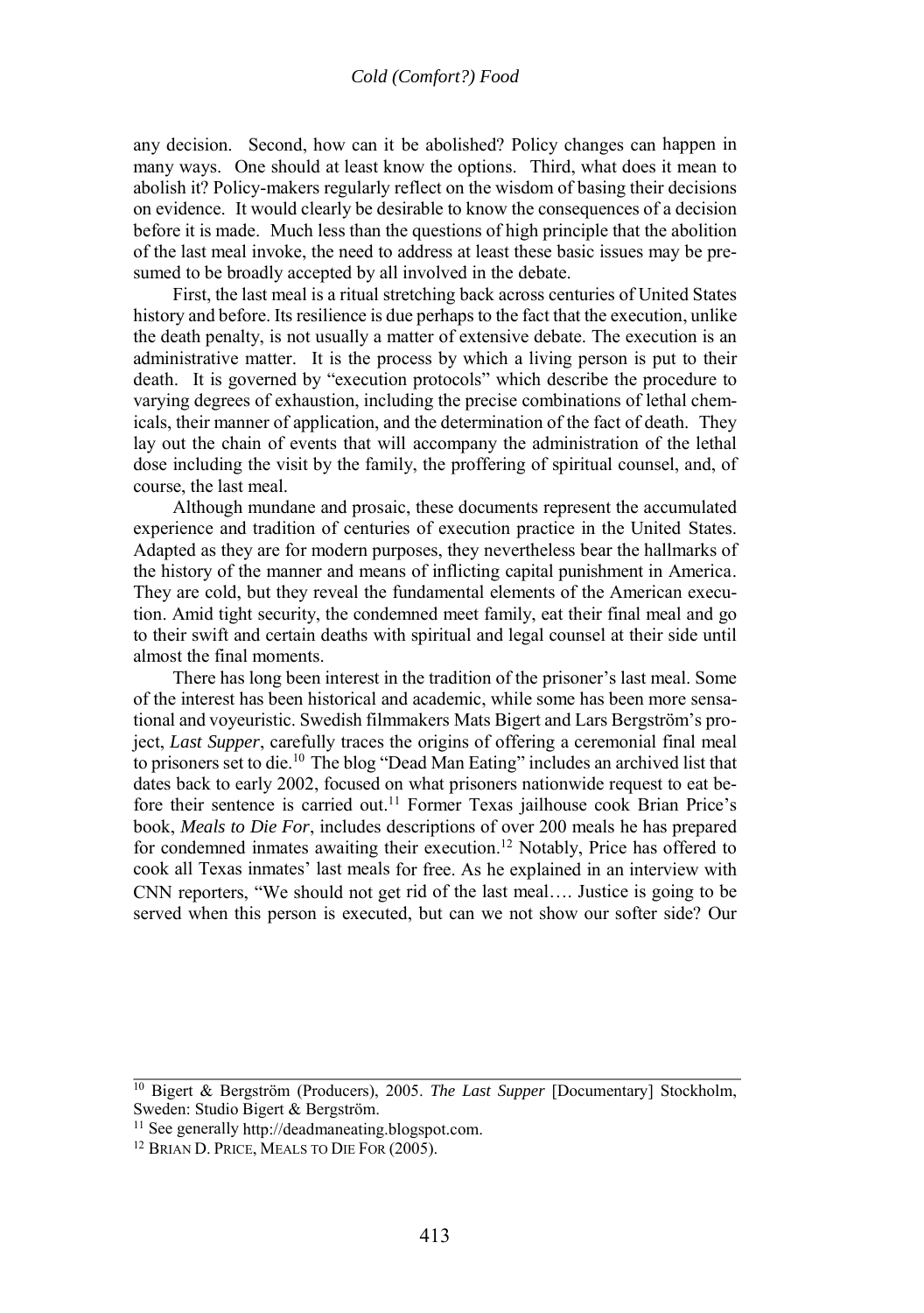any decision. Second, how can it be abolished? Policy changes can happen in many ways. One should at least know the options. Third, what does it mean to abolish it? Policy-makers regularly reflect on the wisdom of basing their decisions on evidence. It would clearly be desirable to know the consequences of a decision before it is made. Much less than the questions of high principle that the abolition of the last meal invoke, the need to address at least these basic issues may be presumed to be broadly accepted by all involved in the debate.

First, the last meal is a ritual stretching back across centuries of United States history and before. Its resilience is due perhaps to the fact that the execution, unlike the death penalty, is not usually a matter of extensive debate. The execution is an administrative matter. It is the process by which a living person is put to their death. It is governed by "execution protocols" which describe the procedure to varying degrees of exhaustion, including the precise combinations of lethal chemicals, their manner of application, and the determination of the fact of death. They lay out the chain of events that will accompany the administration of the lethal dose including the visit by the family, the proffering of spiritual counsel, and, of course, the last meal.

Although mundane and prosaic, these documents represent the accumulated experience and tradition of centuries of execution practice in the United States. Adapted as they are for modern purposes, they nevertheless bear the hallmarks of the history of the manner and means of inflicting capital punishment in America. They are cold, but they reveal the fundamental elements of the American execution. Amid tight security, the condemned meet family, eat their final meal and go to their swift and certain deaths with spiritual and legal counsel at their side until almost the final moments.

There has long been interest in the tradition of the prisoner's last meal. Some of the interest has been historical and academic, while some has been more sensational and voyeuristic. Swedish filmmakers Mats Bigert and Lars Bergström's project, *Last Supper*, carefully traces the origins of offering a ceremonial final meal to prisoners set to die.[10] The blog "Dead Man Eating" includes an archived list that dates back to early 2002, focused on what prisoners nationwide request to eat before their sentence is carried out.[11] Former Texas jailhouse cook Brian Price's book, *Meals to Die For*, includes descriptions of over 200 meals he has prepared for condemned inmates awaiting their execution.[12] Notably, Price has offered to cook all Texas inmates' last meals for free. As he explained in an interview with CNN reporters, "We should not get rid of the last meal…. Justice is going to be served when this person is executed, but can we not show our softer side? Our

---

[10] Bigert & Bergström (Producers), 2005. *The Last Supper* [Documentary] Stockholm, Sweden: Studio Bigert & Bergström.

[11] See generally http://deadmaneating.blogspot.com.

[12] BRIAN D. PRICE, MEALS TO DIE FOR (2005).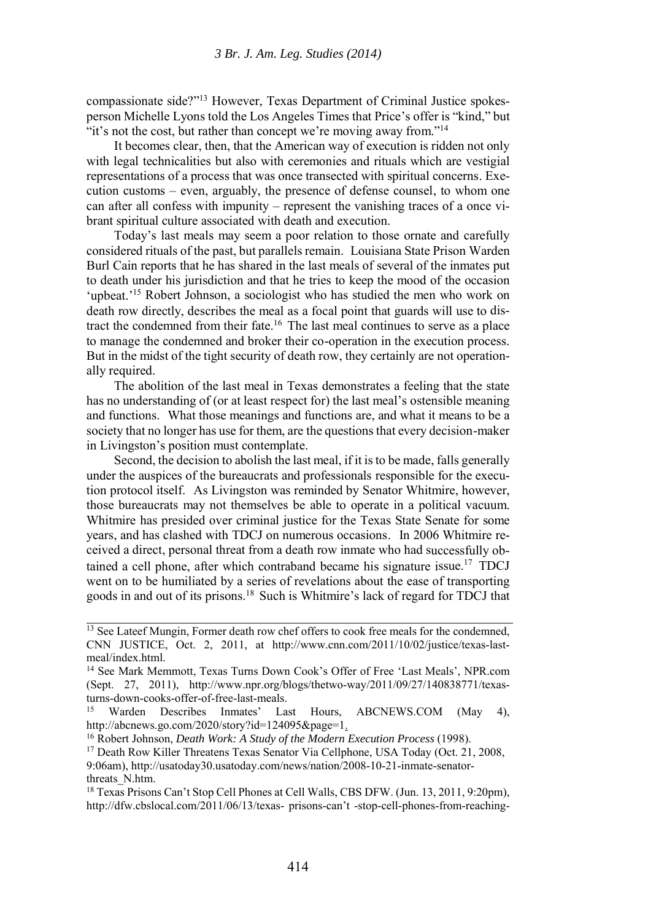compassionate side?"[13] However, Texas Department of Criminal Justice spokesperson Michelle Lyons told the Los Angeles Times that Price's offer is "kind," but "it's not the cost, but rather than concept we're moving away from."[14]

It becomes clear, then, that the American way of execution is ridden not only with legal technicalities but also with ceremonies and rituals which are vestigial representations of a process that was once transected with spiritual concerns. Execution customs – even, arguably, the presence of defense counsel, to whom one can after all confess with impunity – represent the vanishing traces of a once vibrant spiritual culture associated with death and execution.

Today's last meals may seem a poor relation to those ornate and carefully considered rituals of the past, but parallels remain. Louisiana State Prison Warden Burl Cain reports that he has shared in the last meals of several of the inmates put to death under his jurisdiction and that he tries to keep the mood of the occasion 'upbeat.'[15] Robert Johnson, a sociologist who has studied the men who work on death row directly, describes the meal as a focal point that guards will use to distract the condemned from their fate.[16] The last meal continues to serve as a place to manage the condemned and broker their co-operation in the execution process. But in the midst of the tight security of death row, they certainly are not operationally required.

The abolition of the last meal in Texas demonstrates a feeling that the state has no understanding of (or at least respect for) the last meal's ostensible meaning and functions. What those meanings and functions are, and what it means to be a society that no longer has use for them, are the questions that every decision-maker in Livingston's position must contemplate.

Second, the decision to abolish the last meal, if it is to be made, falls generally under the auspices of the bureaucrats and professionals responsible for the execution protocol itself. As Livingston was reminded by Senator Whitmire, however, those bureaucrats may not themselves be able to operate in a political vacuum. Whitmire has presided over criminal justice for the Texas State Senate for some years, and has clashed with TDCJ on numerous occasions. In 2006 Whitmire received a direct, personal threat from a death row inmate who had successfully obtained a cell phone, after which contraband became his signature issue.[17] TDCJ went on to be humiliated by a series of revelations about the ease of transporting goods in and out of its prisons.[18] Such is Whitmire's lack of regard for TDCJ that

---

[13] See Lateef Mungin, Former death row chef offers to cook free meals for the condemned, CNN JUSTICE, Oct. 2, 2011, at http://www.cnn.com/2011/10/02/justice/texas-last-meal/index.html.

[14] See Mark Memmott, Texas Turns Down Cook's Offer of Free 'Last Meals', NPR.com (Sept. 27, 2011), http://www.npr.org/blogs/thetwo-way/2011/09/27/140838771/texas-turns-down-cooks-offer-of-free-last-meals.

[15] Warden Describes Inmates' Last Hours, ABCNEWS.COM (May 4), http://abcnews.go.com/2020/story?id=124095&page=1.

[16] Robert Johnson, *Death Work: A Study of the Modern Execution Process* (1998).

[17] Death Row Killer Threatens Texas Senator Via Cellphone, USA Today (Oct. 21, 2008, 9:06am), http://usatoday30.usatoday.com/news/nation/2008-10-21-inmate-senator-threats_N.htm.

[18] Texas Prisons Can't Stop Cell Phones at Cell Walls, CBS DFW. (Jun. 13, 2011, 9:20pm), http://dfw.cbslocal.com/2011/06/13/texas- prisons-can't -stop-cell-phones-from-reaching-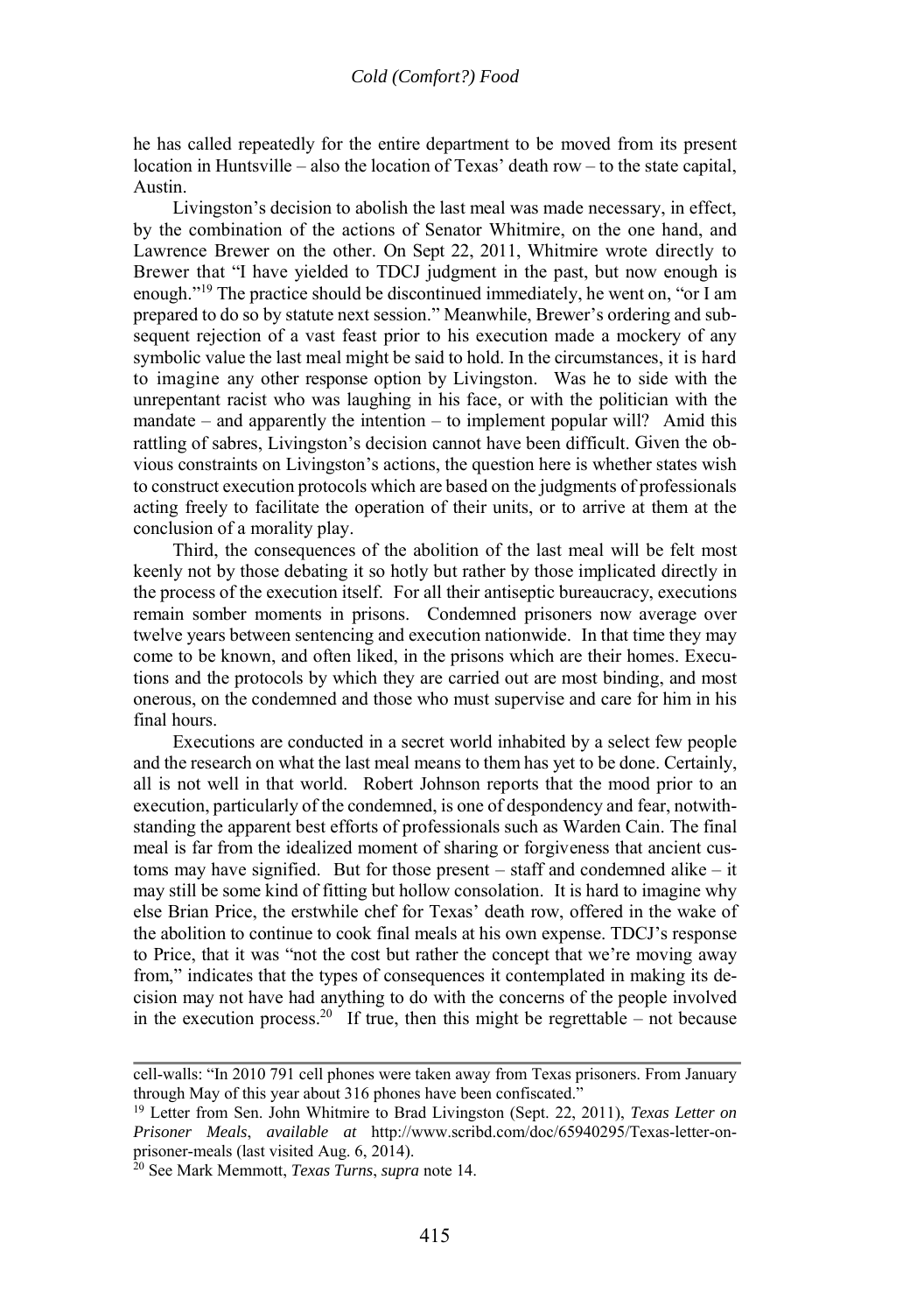he has called repeatedly for the entire department to be moved from its present location in Huntsville – also the location of Texas' death row – to the state capital, Austin.

Livingston's decision to abolish the last meal was made necessary, in effect, by the combination of the actions of Senator Whitmire, on the one hand, and Lawrence Brewer on the other. On Sept 22, 2011, Whitmire wrote directly to Brewer that "I have yielded to TDCJ judgment in the past, but now enough is enough."[19] The practice should be discontinued immediately, he went on, "or I am prepared to do so by statute next session." Meanwhile, Brewer's ordering and subsequent rejection of a vast feast prior to his execution made a mockery of any symbolic value the last meal might be said to hold. In the circumstances, it is hard to imagine any other response option by Livingston. Was he to side with the unrepentant racist who was laughing in his face, or with the politician with the mandate – and apparently the intention – to implement popular will? Amid this rattling of sabres, Livingston's decision cannot have been difficult. Given the obvious constraints on Livingston's actions, the question here is whether states wish to construct execution protocols which are based on the judgments of professionals acting freely to facilitate the operation of their units, or to arrive at them at the conclusion of a morality play.

Third, the consequences of the abolition of the last meal will be felt most keenly not by those debating it so hotly but rather by those implicated directly in the process of the execution itself. For all their antiseptic bureaucracy, executions remain somber moments in prisons. Condemned prisoners now average over twelve years between sentencing and execution nationwide. In that time they may come to be known, and often liked, in the prisons which are their homes. Executions and the protocols by which they are carried out are most binding, and most onerous, on the condemned and those who must supervise and care for him in his final hours.

Executions are conducted in a secret world inhabited by a select few people and the research on what the last meal means to them has yet to be done. Certainly, all is not well in that world. Robert Johnson reports that the mood prior to an execution, particularly of the condemned, is one of despondency and fear, notwithstanding the apparent best efforts of professionals such as Warden Cain. The final meal is far from the idealized moment of sharing or forgiveness that ancient customs may have signified. But for those present – staff and condemned alike – it may still be some kind of fitting but hollow consolation. It is hard to imagine why else Brian Price, the erstwhile chef for Texas' death row, offered in the wake of the abolition to continue to cook final meals at his own expense. TDCJ's response to Price, that it was "not the cost but rather the concept that we're moving away from," indicates that the types of consequences it contemplated in making its decision may not have had anything to do with the concerns of the people involved in the execution process.[20] If true, then this might be regrettable – not because

---

cell-walls: "In 2010 791 cell phones were taken away from Texas prisoners. From January through May of this year about 316 phones have been confiscated."

[19] Letter from Sen. John Whitmire to Brad Livingston (Sept. 22, 2011), *Texas Letter on Prisoner Meals*, *available at* http://www.scribd.com/doc/65940295/Texas-letter-on-prisoner-meals (last visited Aug. 6, 2014).

[20] See Mark Memmott, *Texas Turns*, *supra* note 14.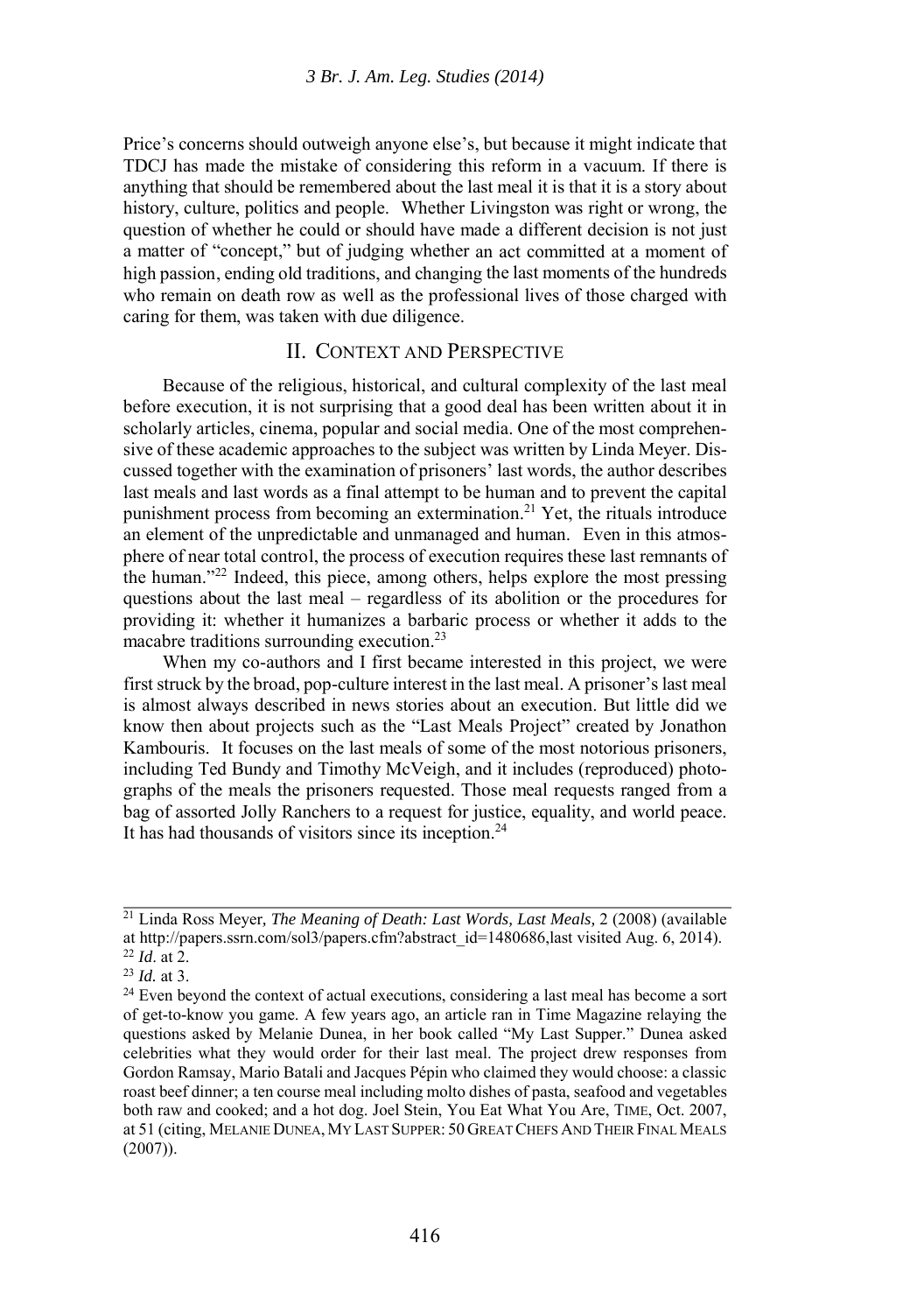Price's concerns should outweigh anyone else's, but because it might indicate that TDCJ has made the mistake of considering this reform in a vacuum. If there is anything that should be remembered about the last meal it is that it is a story about history, culture, politics and people. Whether Livingston was right or wrong, the question of whether he could or should have made a different decision is not just a matter of "concept," but of judging whether an act committed at a moment of high passion, ending old traditions, and changing the last moments of the hundreds who remain on death row as well as the professional lives of those charged with caring for them, was taken with due diligence.

## II. Context and Perspective

Because of the religious, historical, and cultural complexity of the last meal before execution, it is not surprising that a good deal has been written about it in scholarly articles, cinema, popular and social media. One of the most comprehensive of these academic approaches to the subject was written by Linda Meyer. Discussed together with the examination of prisoners' last words, the author describes last meals and last words as a final attempt to be human and to prevent the capital punishment process from becoming an extermination.[21] Yet, the rituals introduce an element of the unpredictable and unmanaged and human. Even in this atmosphere of near total control, the process of execution requires these last remnants of the human."[22] Indeed, this piece, among others, helps explore the most pressing questions about the last meal – regardless of its abolition or the procedures for providing it: whether it humanizes a barbaric process or whether it adds to the macabre traditions surrounding execution.[23]

When my co-authors and I first became interested in this project, we were first struck by the broad, pop-culture interest in the last meal. A prisoner's last meal is almost always described in news stories about an execution. But little did we know then about projects such as the "Last Meals Project" created by Jonathon Kambouris. It focuses on the last meals of some of the most notorious prisoners, including Ted Bundy and Timothy McVeigh, and it includes (reproduced) photographs of the meals the prisoners requested. Those meal requests ranged from a bag of assorted Jolly Ranchers to a request for justice, equality, and world peace. It has had thousands of visitors since its inception.[24]

---

[21] Linda Ross Meyer, *The Meaning of Death: Last Words, Last Meals,* 2 (2008) (available at http://papers.ssrn.com/sol3/papers.cfm?abstract_id=1480686,last visited Aug. 6, 2014).

[22] *Id*. at 2.

[23] *Id.* at 3.

[24] Even beyond the context of actual executions, considering a last meal has become a sort of get-to-know you game. A few years ago, an article ran in Time Magazine relaying the questions asked by Melanie Dunea, in her book called "My Last Supper." Dunea asked celebrities what they would order for their last meal. The project drew responses from Gordon Ramsay, Mario Batali and Jacques Pépin who claimed they would choose: a classic roast beef dinner; a ten course meal including molto dishes of pasta, seafood and vegetables both raw and cooked; and a hot dog. Joel Stein, You Eat What You Are, TIME, Oct. 2007, at 51 (citing, MELANIE DUNEA, MY LAST SUPPER: 50 GREAT CHEFS AND THEIR FINAL MEALS (2007)).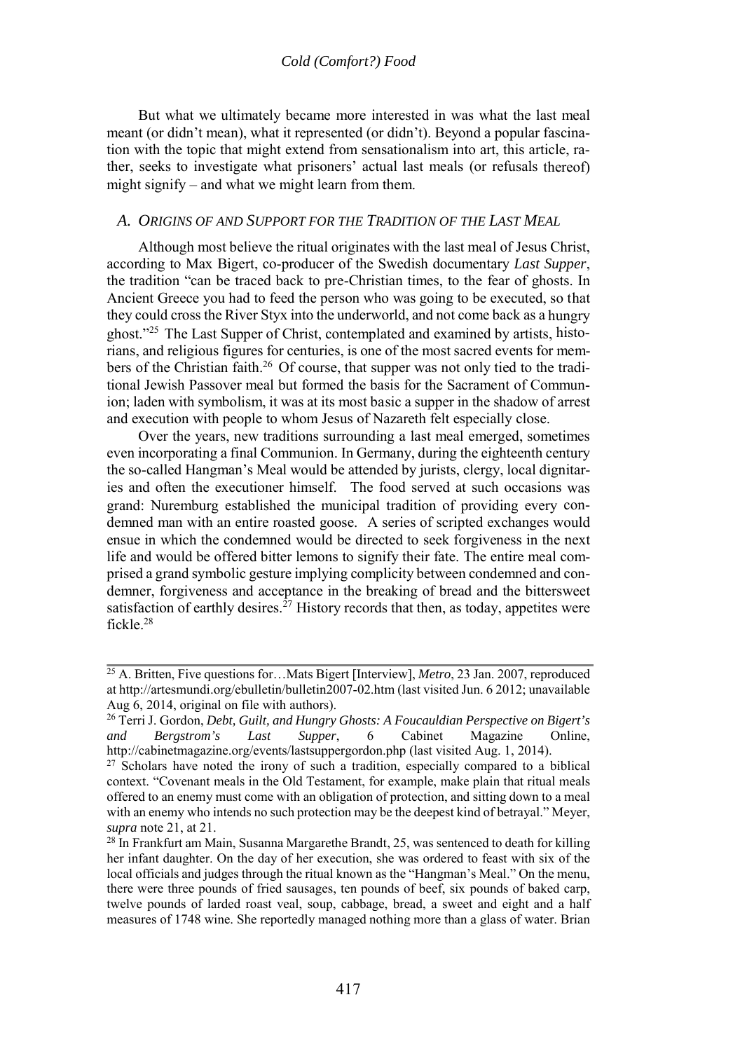But what we ultimately became more interested in was what the last meal meant (or didn't mean), what it represented (or didn't). Beyond a popular fascination with the topic that might extend from sensationalism into art, this article, rather, seeks to investigate what prisoners' actual last meals (or refusals thereof) might signify – and what we might learn from them.

### A. ORIGINS OF AND SUPPORT FOR THE TRADITION OF THE LAST MEAL

Although most believe the ritual originates with the last meal of Jesus Christ, according to Max Bigert, co-producer of the Swedish documentary *Last Supper*, the tradition "can be traced back to pre-Christian times, to the fear of ghosts. In Ancient Greece you had to feed the person who was going to be executed, so that they could cross the River Styx into the underworld, and not come back as a hungry ghost."[25] The Last Supper of Christ, contemplated and examined by artists, historians, and religious figures for centuries, is one of the most sacred events for members of the Christian faith.[26] Of course, that supper was not only tied to the traditional Jewish Passover meal but formed the basis for the Sacrament of Communion; laden with symbolism, it was at its most basic a supper in the shadow of arrest and execution with people to whom Jesus of Nazareth felt especially close.

Over the years, new traditions surrounding a last meal emerged, sometimes even incorporating a final Communion. In Germany, during the eighteenth century the so-called Hangman's Meal would be attended by jurists, clergy, local dignitaries and often the executioner himself. The food served at such occasions was grand: Nuremburg established the municipal tradition of providing every condemned man with an entire roasted goose. A series of scripted exchanges would ensue in which the condemned would be directed to seek forgiveness in the next life and would be offered bitter lemons to signify their fate. The entire meal comprised a grand symbolic gesture implying complicity between condemned and condemner, forgiveness and acceptance in the breaking of bread and the bittersweet satisfaction of earthly desires.[27] History records that then, as today, appetites were fickle.[28]

---

[25] A. Britten, Five questions for…Mats Bigert [Interview], *Metro*, 23 Jan. 2007, reproduced at http://artesmundi.org/ebulletin/bulletin2007-02.htm (last visited Jun. 6 2012; unavailable Aug 6, 2014, original on file with authors).

[26] Terri J. Gordon, *Debt, Guilt, and Hungry Ghosts: A Foucauldian Perspective on Bigert's and Bergstrom's Last Supper*, 6 Cabinet Magazine Online, http://cabinetmagazine.org/events/lastsuppergordon.php (last visited Aug. 1, 2014).

[27] Scholars have noted the irony of such a tradition, especially compared to a biblical context. "Covenant meals in the Old Testament, for example, make plain that ritual meals offered to an enemy must come with an obligation of protection, and sitting down to a meal with an enemy who intends no such protection may be the deepest kind of betrayal." Meyer, *supra* note 21, at 21.

[28] In Frankfurt am Main, Susanna Margarethe Brandt, 25, was sentenced to death for killing her infant daughter. On the day of her execution, she was ordered to feast with six of the local officials and judges through the ritual known as the "Hangman's Meal." On the menu, there were three pounds of fried sausages, ten pounds of beef, six pounds of baked carp, twelve pounds of larded roast veal, soup, cabbage, bread, a sweet and eight and a half measures of 1748 wine. She reportedly managed nothing more than a glass of water. Brian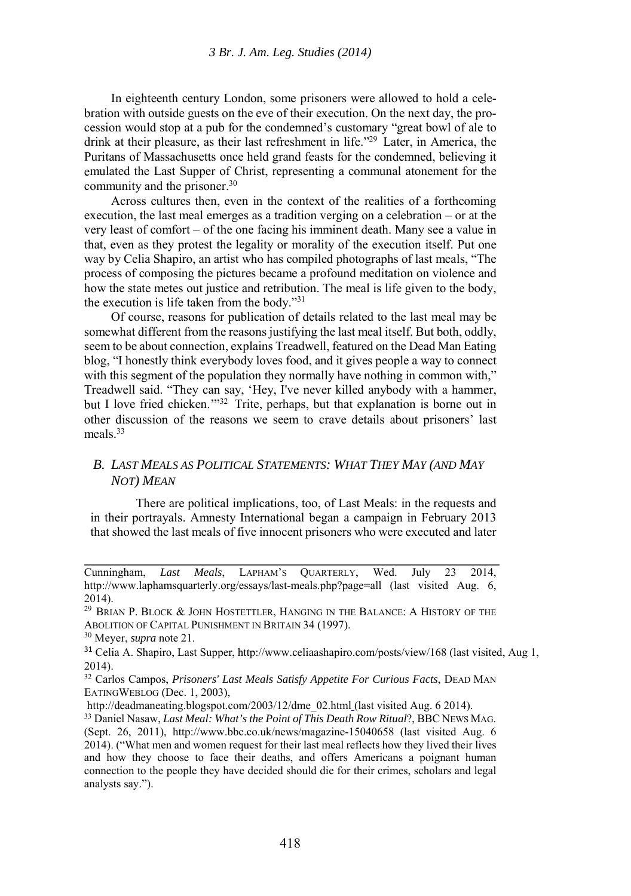In eighteenth century London, some prisoners were allowed to hold a celebration with outside guests on the eve of their execution. On the next day, the procession would stop at a pub for the condemned's customary "great bowl of ale to drink at their pleasure, as their last refreshment in life."[29] Later, in America, the Puritans of Massachusetts once held grand feasts for the condemned, believing it emulated the Last Supper of Christ, representing a communal atonement for the community and the prisoner.[30]

Across cultures then, even in the context of the realities of a forthcoming execution, the last meal emerges as a tradition verging on a celebration – or at the very least of comfort – of the one facing his imminent death. Many see a value in that, even as they protest the legality or morality of the execution itself. Put one way by Celia Shapiro, an artist who has compiled photographs of last meals, "The process of composing the pictures became a profound meditation on violence and how the state metes out justice and retribution. The meal is life given to the body, the execution is life taken from the body."[31]

Of course, reasons for publication of details related to the last meal may be somewhat different from the reasons justifying the last meal itself. But both, oddly, seem to be about connection, explains Treadwell, featured on the Dead Man Eating blog, "I honestly think everybody loves food, and it gives people a way to connect with this segment of the population they normally have nothing in common with," Treadwell said. "They can say, 'Hey, I've never killed anybody with a hammer, but I love fried chicken.'"[32] Trite, perhaps, but that explanation is borne out in other discussion of the reasons we seem to crave details about prisoners' last meals.[33]

## *B. Last Meals as Political Statements: What They May (and May Not) Mean*

There are political implications, too, of Last Meals: in the requests and in their portrayals. Amnesty International began a campaign in February 2013 that showed the last meals of five innocent prisoners who were executed and later

---

Cunningham, *Last Meals*, LAPHAM'S QUARTERLY, Wed. July 23 2014, http://www.laphamsquarterly.org/essays/last-meals.php?page=all (last visited Aug. 6, 2014).

[29] BRIAN P. BLOCK & JOHN HOSTETTLER, HANGING IN THE BALANCE: A HISTORY OF THE ABOLITION OF CAPITAL PUNISHMENT IN BRITAIN 34 (1997).

[30] Meyer, *supra* note 21.

[31] Celia A. Shapiro, Last Supper, http://www.celiaashapiro.com/posts/view/168 (last visited, Aug 1, 2014).

[32] Carlos Campos, *Prisoners' Last Meals Satisfy Appetite For Curious Facts*, DEAD MAN EATINGWEBLOG (Dec. 1, 2003), http://deadmaneating.blogspot.com/2003/12/dme_02.html (last visited Aug. 6 2014).

[33] Daniel Nasaw, *Last Meal: What's the Point of This Death Row Ritual*?, BBC NEWS MAG. (Sept. 26, 2011), http://www.bbc.co.uk/news/magazine-15040658 (last visited Aug. 6 2014). ("What men and women request for their last meal reflects how they lived their lives and how they choose to face their deaths, and offers Americans a poignant human connection to the people they have decided should die for their crimes, scholars and legal analysts say.").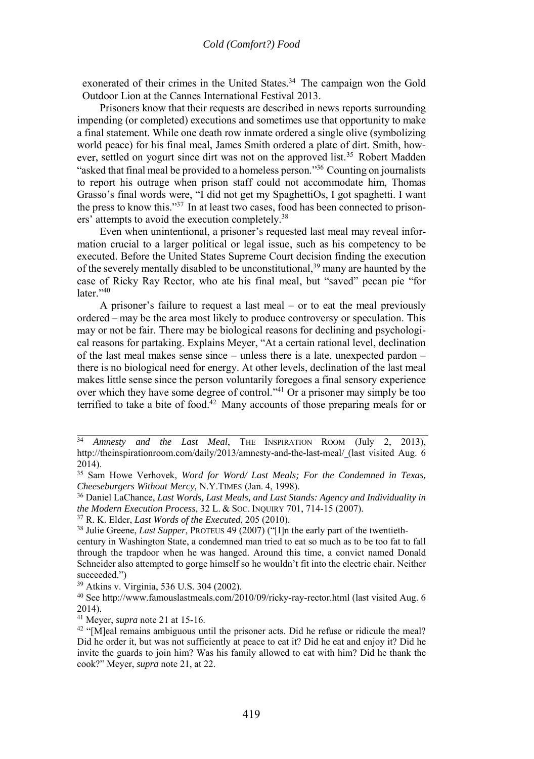exonerated of their crimes in the United States.[34] The campaign won the Gold Outdoor Lion at the Cannes International Festival 2013.

Prisoners know that their requests are described in news reports surrounding impending (or completed) executions and sometimes use that opportunity to make a final statement. While one death row inmate ordered a single olive (symbolizing world peace) for his final meal, James Smith ordered a plate of dirt. Smith, however, settled on yogurt since dirt was not on the approved list.[35] Robert Madden "asked that final meal be provided to a homeless person."[36] Counting on journalists to report his outrage when prison staff could not accommodate him, Thomas Grasso's final words were, "I did not get my SpaghettiOs, I got spaghetti. I want the press to know this."[37] In at least two cases, food has been connected to prisoners' attempts to avoid the execution completely.[38]

Even when unintentional, a prisoner's requested last meal may reveal information crucial to a larger political or legal issue, such as his competency to be executed. Before the United States Supreme Court decision finding the execution of the severely mentally disabled to be unconstitutional,[39] many are haunted by the case of Ricky Ray Rector, who ate his final meal, but "saved" pecan pie "for later."[40]

A prisoner's failure to request a last meal – or to eat the meal previously ordered – may be the area most likely to produce controversy or speculation. This may or may not be fair. There may be biological reasons for declining and psychological reasons for partaking. Explains Meyer, "At a certain rational level, declination of the last meal makes sense since – unless there is a late, unexpected pardon – there is no biological need for energy. At other levels, declination of the last meal makes little sense since the person voluntarily foregoes a final sensory experience over which they have some degree of control."[41] Or a prisoner may simply be too terrified to take a bite of food.[42] Many accounts of those preparing meals for or

---

[34] *Amnesty and the Last Meal*, THE INSPIRATION ROOM (July 2, 2013), http://theinspirationroom.com/daily/2013/amnesty-and-the-last-meal/ (last visited Aug. 6 2014).

[35] Sam Howe Verhovek, *Word for Word/ Last Meals; For the Condemned in Texas, Cheeseburgers Without Mercy,* N.Y.TIMES (Jan. 4, 1998).

[36] Daniel LaChance, *Last Words, Last Meals, and Last Stands: Agency and Individuality in the Modern Execution Process*, 32 L. & SOC. INQUIRY 701, 714-15 (2007).

[37] R. K. Elder, *Last Words of the Executed*, 205 (2010).

[38] Julie Greene, *Last Supper*, PROTEUS 49 (2007) ("[I]n the early part of the twentieth-century in Washington State, a condemned man tried to eat so much as to be too fat to fall through the trapdoor when he was hanged. Around this time, a convict named Donald Schneider also attempted to gorge himself so he wouldn't fit into the electric chair. Neither succeeded.")

[39] Atkins v. Virginia, 536 U.S. 304 (2002).

[40] See http://www.famouslastmeals.com/2010/09/ricky-ray-rector.html (last visited Aug. 6 2014).

[41] Meyer, *supra* note 21 at 15-16.

[42] "[M]eal remains ambiguous until the prisoner acts. Did he refuse or ridicule the meal? Did he order it, but was not sufficiently at peace to eat it? Did he eat and enjoy it? Did he invite the guards to join him? Was his family allowed to eat with him? Did he thank the cook?" Meyer, *supra* note 21, at 22.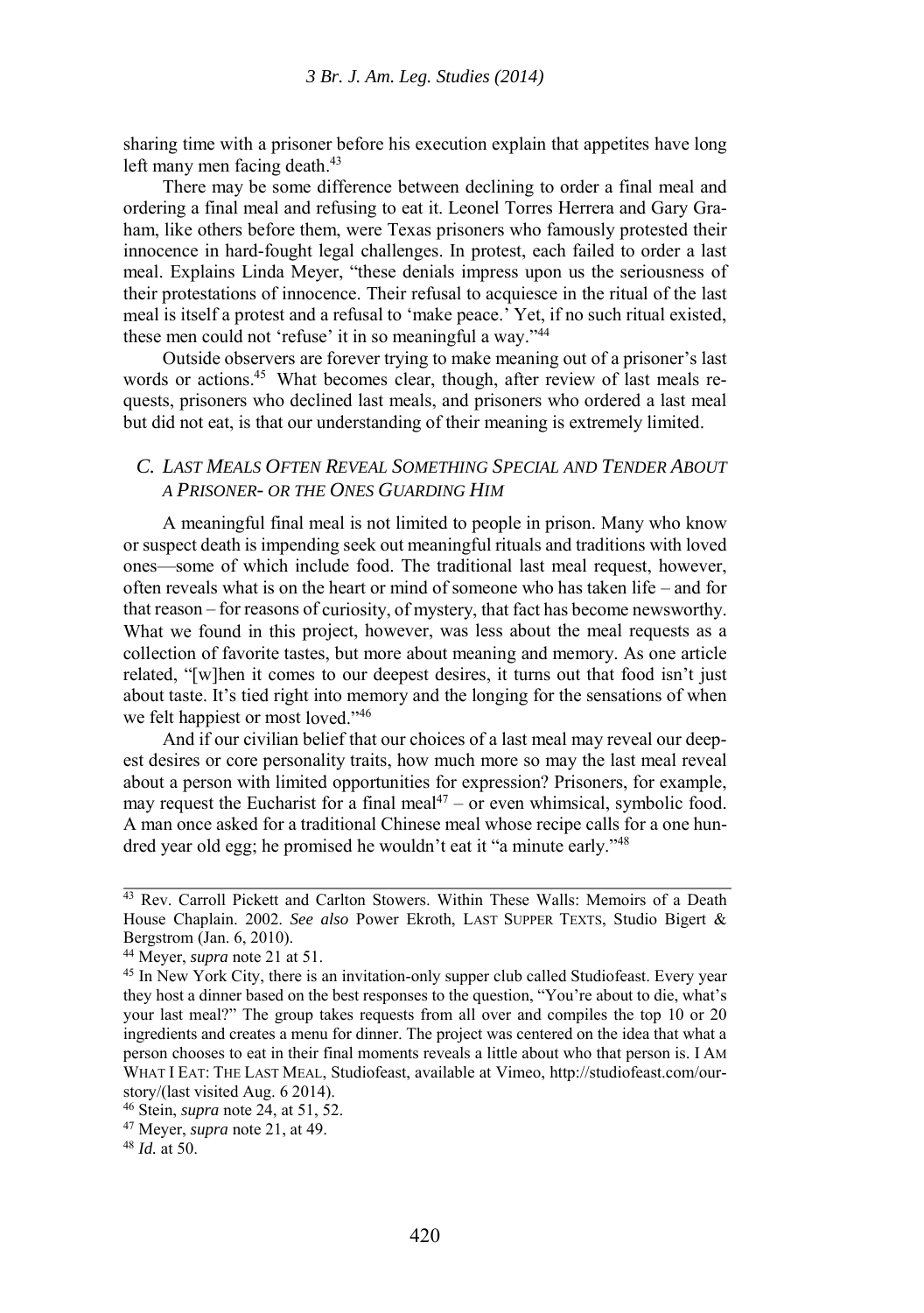sharing time with a prisoner before his execution explain that appetites have long left many men facing death.[43]

There may be some difference between declining to order a final meal and ordering a final meal and refusing to eat it. Leonel Torres Herrera and Gary Graham, like others before them, were Texas prisoners who famously protested their innocence in hard-fought legal challenges. In protest, each failed to order a last meal. Explains Linda Meyer, "these denials impress upon us the seriousness of their protestations of innocence. Their refusal to acquiesce in the ritual of the last meal is itself a protest and a refusal to 'make peace.' Yet, if no such ritual existed, these men could not 'refuse' it in so meaningful a way."[44]

Outside observers are forever trying to make meaning out of a prisoner's last words or actions.[45] What becomes clear, though, after review of last meals requests, prisoners who declined last meals, and prisoners who ordered a last meal but did not eat, is that our understanding of their meaning is extremely limited.

### *C. LAST MEALS OFTEN REVEAL SOMETHING SPECIAL AND TENDER ABOUT A PRISONER- OR THE ONES GUARDING HIM*

A meaningful final meal is not limited to people in prison. Many who know or suspect death is impending seek out meaningful rituals and traditions with loved ones—some of which include food. The traditional last meal request, however, often reveals what is on the heart or mind of someone who has taken life – and for that reason – for reasons of curiosity, of mystery, that fact has become newsworthy. What we found in this project, however, was less about the meal requests as a collection of favorite tastes, but more about meaning and memory. As one article related, "[w]hen it comes to our deepest desires, it turns out that food isn't just about taste. It's tied right into memory and the longing for the sensations of when we felt happiest or most loved."[46]

And if our civilian belief that our choices of a last meal may reveal our deepest desires or core personality traits, how much more so may the last meal reveal about a person with limited opportunities for expression? Prisoners, for example, may request the Eucharist for a final meal[47] – or even whimsical, symbolic food. A man once asked for a traditional Chinese meal whose recipe calls for a one hundred year old egg; he promised he wouldn't eat it "a minute early."[48]

---

[43] Rev. Carroll Pickett and Carlton Stowers. Within These Walls: Memoirs of a Death House Chaplain. 2002. *See also* Power Ekroth, LAST SUPPER TEXTS, Studio Bigert & Bergstrom (Jan. 6, 2010).

[44] Meyer, *supra* note 21 at 51.

[45] In New York City, there is an invitation-only supper club called Studiofeast. Every year they host a dinner based on the best responses to the question, "You're about to die, what's your last meal?" The group takes requests from all over and compiles the top 10 or 20 ingredients and creates a menu for dinner. The project was centered on the idea that what a person chooses to eat in their final moments reveals a little about who that person is. I AM WHAT I EAT: THE LAST MEAL, Studiofeast, available at Vimeo, http://studiofeast.com/our-story/(last visited Aug. 6 2014).

[46] Stein, *supra* note 24, at 51, 52.

[47] Meyer, *supra* note 21, at 49.

[48] *Id.* at 50.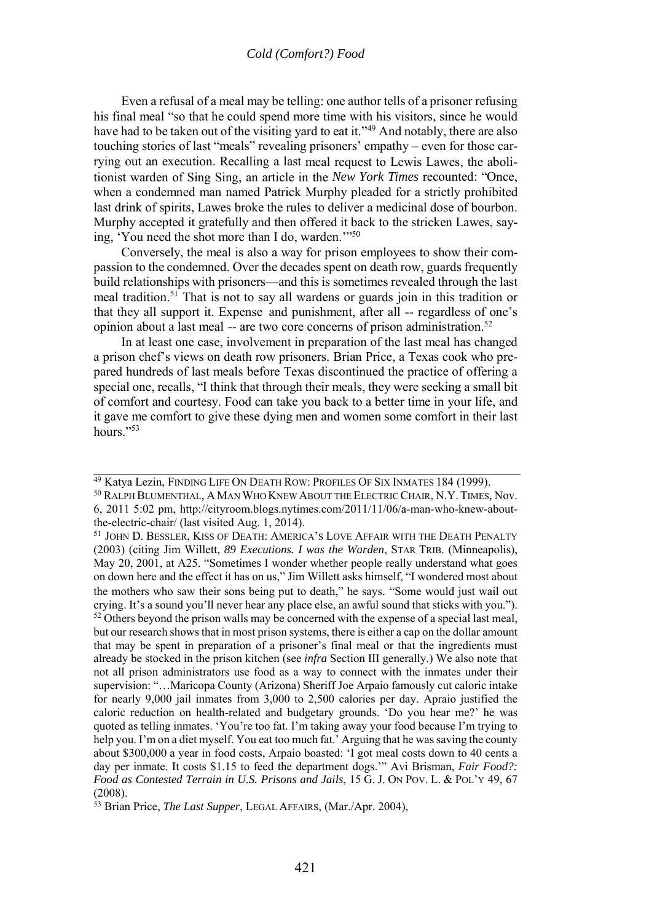Even a refusal of a meal may be telling: one author tells of a prisoner refusing his final meal "so that he could spend more time with his visitors, since he would have had to be taken out of the visiting yard to eat it."[49] And notably, there are also touching stories of last "meals" revealing prisoners' empathy – even for those carrying out an execution. Recalling a last meal request to Lewis Lawes, the abolitionist warden of Sing Sing, an article in the *New York Times* recounted: "Once, when a condemned man named Patrick Murphy pleaded for a strictly prohibited last drink of spirits, Lawes broke the rules to deliver a medicinal dose of bourbon. Murphy accepted it gratefully and then offered it back to the stricken Lawes, saying, 'You need the shot more than I do, warden.'"[50]

Conversely, the meal is also a way for prison employees to show their compassion to the condemned. Over the decades spent on death row, guards frequently build relationships with prisoners—and this is sometimes revealed through the last meal tradition.[51] That is not to say all wardens or guards join in this tradition or that they all support it. Expense and punishment, after all -- regardless of one's opinion about a last meal -- are two core concerns of prison administration.[52]

In at least one case, involvement in preparation of the last meal has changed a prison chef's views on death row prisoners. Brian Price, a Texas cook who prepared hundreds of last meals before Texas discontinued the practice of offering a special one, recalls, "I think that through their meals, they were seeking a small bit of comfort and courtesy. Food can take you back to a better time in your life, and it gave me comfort to give these dying men and women some comfort in their last hours."[53]

---

[49] Katya Lezin, Finding Life On Death Row: Profiles Of Six Inmates 184 (1999).

[50] Ralph Blumenthal, A Man Who Knew About the Electric Chair, N.Y. Times, Nov. 6, 2011 5:02 pm, http://cityroom.blogs.nytimes.com/2011/11/06/a-man-who-knew-about-the-electric-chair/ (last visited Aug. 1, 2014).

[51] John D. Bessler, Kiss of Death: America's Love Affair with the Death Penalty (2003) (citing Jim Willett, *89 Executions. I was the Warden*, Star Trib. (Minneapolis), May 20, 2001, at A25. "Sometimes I wonder whether people really understand what goes on down here and the effect it has on us," Jim Willett asks himself, "I wondered most about the mothers who saw their sons being put to death," he says. "Some would just wail out crying. It's a sound you'll never hear any place else, an awful sound that sticks with you.").

[52] Others beyond the prison walls may be concerned with the expense of a special last meal, but our research shows that in most prison systems, there is either a cap on the dollar amount that may be spent in preparation of a prisoner's final meal or that the ingredients must already be stocked in the prison kitchen (see *infra* Section III generally.) We also note that not all prison administrators use food as a way to connect with the inmates under their supervision: "…Maricopa County (Arizona) Sheriff Joe Arpaio famously cut caloric intake for nearly 9,000 jail inmates from 3,000 to 2,500 calories per day. Apraio justified the caloric reduction on health-related and budgetary grounds. 'Do you hear me?' he was quoted as telling inmates. 'You're too fat. I'm taking away your food because I'm trying to help you. I'm on a diet myself. You eat too much fat.' Arguing that he was saving the county about $300,000 a year in food costs, Arpaio boasted: 'I got meal costs down to 40 cents a day per inmate. It costs $1.15 to feed the department dogs.'" Avi Brisman, *Fair Food?: Food as Contested Terrain in U.S. Prisons and Jails*, 15 G. J. On Pov. L. & Pol'y 49, 67 (2008).

[53] Brian Price, *The Last Supper*, Legal Affairs, (Mar./Apr. 2004),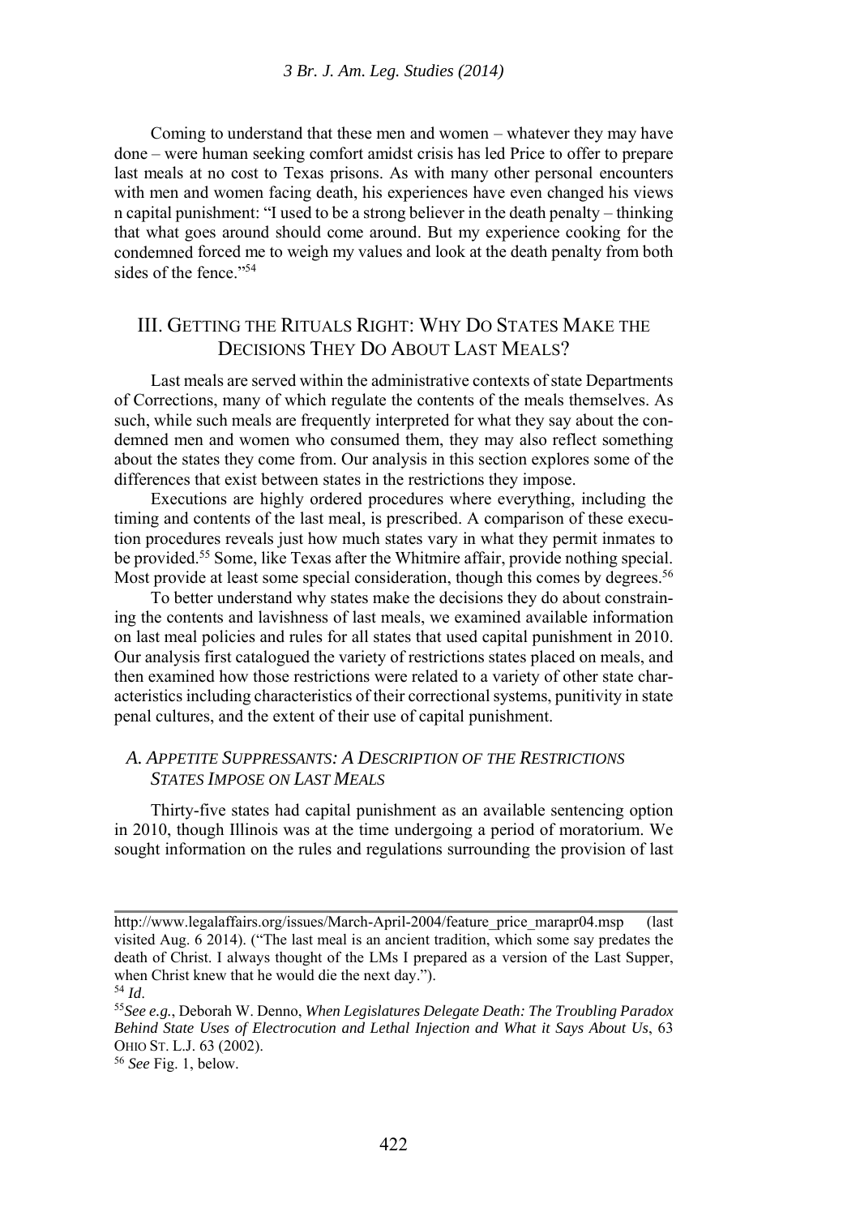Coming to understand that these men and women – whatever they may have done – were human seeking comfort amidst crisis has led Price to offer to prepare last meals at no cost to Texas prisons. As with many other personal encounters with men and women facing death, his experiences have even changed his views n capital punishment: "I used to be a strong believer in the death penalty – thinking that what goes around should come around. But my experience cooking for the condemned forced me to weigh my values and look at the death penalty from both sides of the fence."[54]

## III. GETTING THE RITUALS RIGHT: WHY DO STATES MAKE THE DECISIONS THEY DO ABOUT LAST MEALS?

Last meals are served within the administrative contexts of state Departments of Corrections, many of which regulate the contents of the meals themselves. As such, while such meals are frequently interpreted for what they say about the condemned men and women who consumed them, they may also reflect something about the states they come from. Our analysis in this section explores some of the differences that exist between states in the restrictions they impose.

Executions are highly ordered procedures where everything, including the timing and contents of the last meal, is prescribed. A comparison of these execution procedures reveals just how much states vary in what they permit inmates to be provided.[55] Some, like Texas after the Whitmire affair, provide nothing special. Most provide at least some special consideration, though this comes by degrees.[56]

To better understand why states make the decisions they do about constraining the contents and lavishness of last meals, we examined available information on last meal policies and rules for all states that used capital punishment in 2010. Our analysis first catalogued the variety of restrictions states placed on meals, and then examined how those restrictions were related to a variety of other state characteristics including characteristics of their correctional systems, punitivity in state penal cultures, and the extent of their use of capital punishment.

### A. *APPETITE SUPPRESSANTS: A DESCRIPTION OF THE RESTRICTIONS STATES IMPOSE ON LAST MEALS*

Thirty-five states had capital punishment as an available sentencing option in 2010, though Illinois was at the time undergoing a period of moratorium. We sought information on the rules and regulations surrounding the provision of last

---

http://www.legalaffairs.org/issues/March-April-2004/feature_price_marapr04.msp (last visited Aug. 6 2014). ("The last meal is an ancient tradition, which some say predates the death of Christ. I always thought of the LMs I prepared as a version of the Last Supper, when Christ knew that he would die the next day.").

[54] *Id*.

[55] *See e.g.*, Deborah W. Denno, *When Legislatures Delegate Death: The Troubling Paradox Behind State Uses of Electrocution and Lethal Injection and What it Says About Us*, 63 OHIO ST. L.J. 63 (2002).

[56] *See* Fig. 1, below.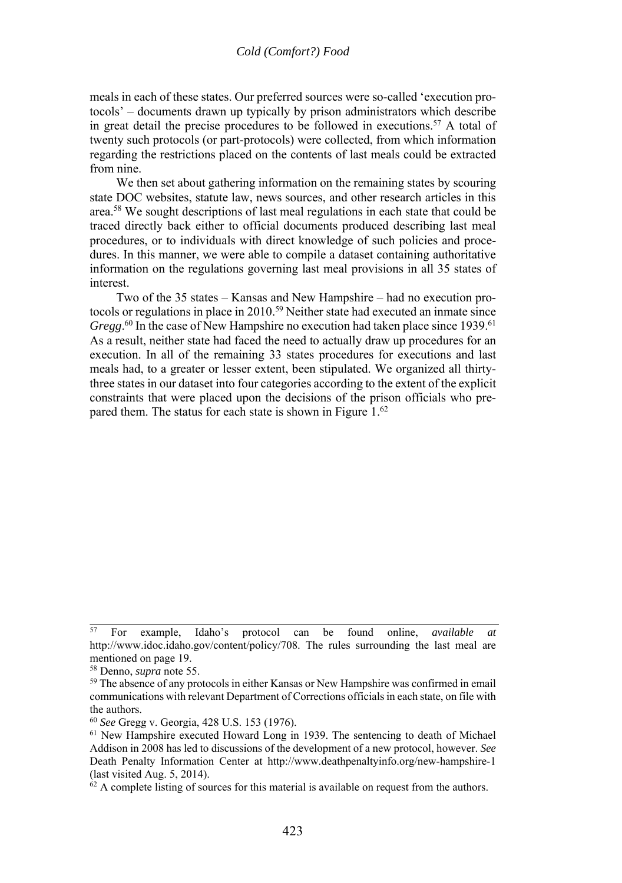meals in each of these states. Our preferred sources were so-called 'execution protocols' – documents drawn up typically by prison administrators which describe in great detail the precise procedures to be followed in executions.[57] A total of twenty such protocols (or part-protocols) were collected, from which information regarding the restrictions placed on the contents of last meals could be extracted from nine.

We then set about gathering information on the remaining states by scouring state DOC websites, statute law, news sources, and other research articles in this area.[58] We sought descriptions of last meal regulations in each state that could be traced directly back either to official documents produced describing last meal procedures, or to individuals with direct knowledge of such policies and procedures. In this manner, we were able to compile a dataset containing authoritative information on the regulations governing last meal provisions in all 35 states of interest.

Two of the 35 states – Kansas and New Hampshire – had no execution protocols or regulations in place in 2010.[59] Neither state had executed an inmate since *Gregg*.[60] In the case of New Hampshire no execution had taken place since 1939.[61] As a result, neither state had faced the need to actually draw up procedures for an execution. In all of the remaining 33 states procedures for executions and last meals had, to a greater or lesser extent, been stipulated. We organized all thirty-three states in our dataset into four categories according to the extent of the explicit constraints that were placed upon the decisions of the prison officials who prepared them. The status for each state is shown in Figure 1.[62]

---

[57] For example, Idaho's protocol can be found online, *available at* http://www.idoc.idaho.gov/content/policy/708. The rules surrounding the last meal are mentioned on page 19.

[58] Denno, *supra* note 55.

[59] The absence of any protocols in either Kansas or New Hampshire was confirmed in email communications with relevant Department of Corrections officials in each state, on file with the authors.

[60] *See* Gregg v. Georgia, 428 U.S. 153 (1976).

[61] New Hampshire executed Howard Long in 1939. The sentencing to death of Michael Addison in 2008 has led to discussions of the development of a new protocol, however. *See* Death Penalty Information Center at http://www.deathpenaltyinfo.org/new-hampshire-1 (last visited Aug. 5, 2014).

[62] A complete listing of sources for this material is available on request from the authors.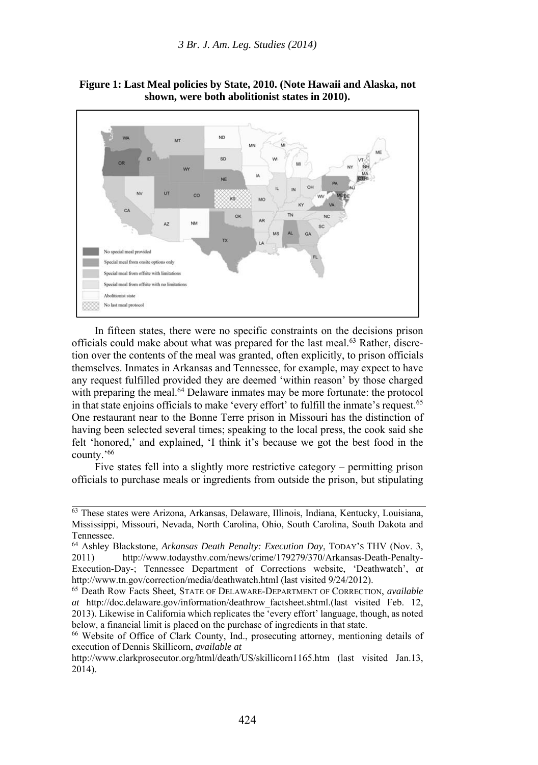**Figure 1: Last Meal policies by State, 2010. (Note Hawaii and Alaska, not shown, were both abolitionist states in 2010).**

In fifteen states, there were no specific constraints on the decisions prison officials could make about what was prepared for the last meal.[63] Rather, discretion over the contents of the meal was granted, often explicitly, to prison officials themselves. Inmates in Arkansas and Tennessee, for example, may expect to have any request fulfilled provided they are deemed 'within reason' by those charged with preparing the meal.[64] Delaware inmates may be more fortunate: the protocol in that state enjoins officials to make 'every effort' to fulfill the inmate's request.[65] One restaurant near to the Bonne Terre prison in Missouri has the distinction of having been selected several times; speaking to the local press, the cook said she felt 'honored,' and explained, 'I think it's because we got the best food in the county.'[66]

Five states fell into a slightly more restrictive category – permitting prison officials to purchase meals or ingredients from outside the prison, but stipulating

---

[63] These states were Arizona, Arkansas, Delaware, Illinois, Indiana, Kentucky, Louisiana, Mississippi, Missouri, Nevada, North Carolina, Ohio, South Carolina, South Dakota and Tennessee.

[64] Ashley Blackstone, *Arkansas Death Penalty: Execution Day*, TODAY'S THV (Nov. 3, 2011) http://www.todaysthv.com/news/crime/179279/370/Arkansas-Death-Penalty-Execution-Day-; Tennessee Department of Corrections website, 'Deathwatch', *at* http://www.tn.gov/correction/media/deathwatch.html (last visited 9/24/2012).

[65] Death Row Facts Sheet, STATE OF DELAWARE-DEPARTMENT OF CORRECTION, *available at* http://doc.delaware.gov/information/deathrow_factsheet.shtml.(last visited Feb. 12, 2013). Likewise in California which replicates the 'every effort' language, though, as noted below, a financial limit is placed on the purchase of ingredients in that state.

[66] Website of Office of Clark County, Ind., prosecuting attorney, mentioning details of execution of Dennis Skillicorn, *available at* http://www.clarkprosecutor.org/html/death/US/skillicorn1165.htm (last visited Jan.13, 2014).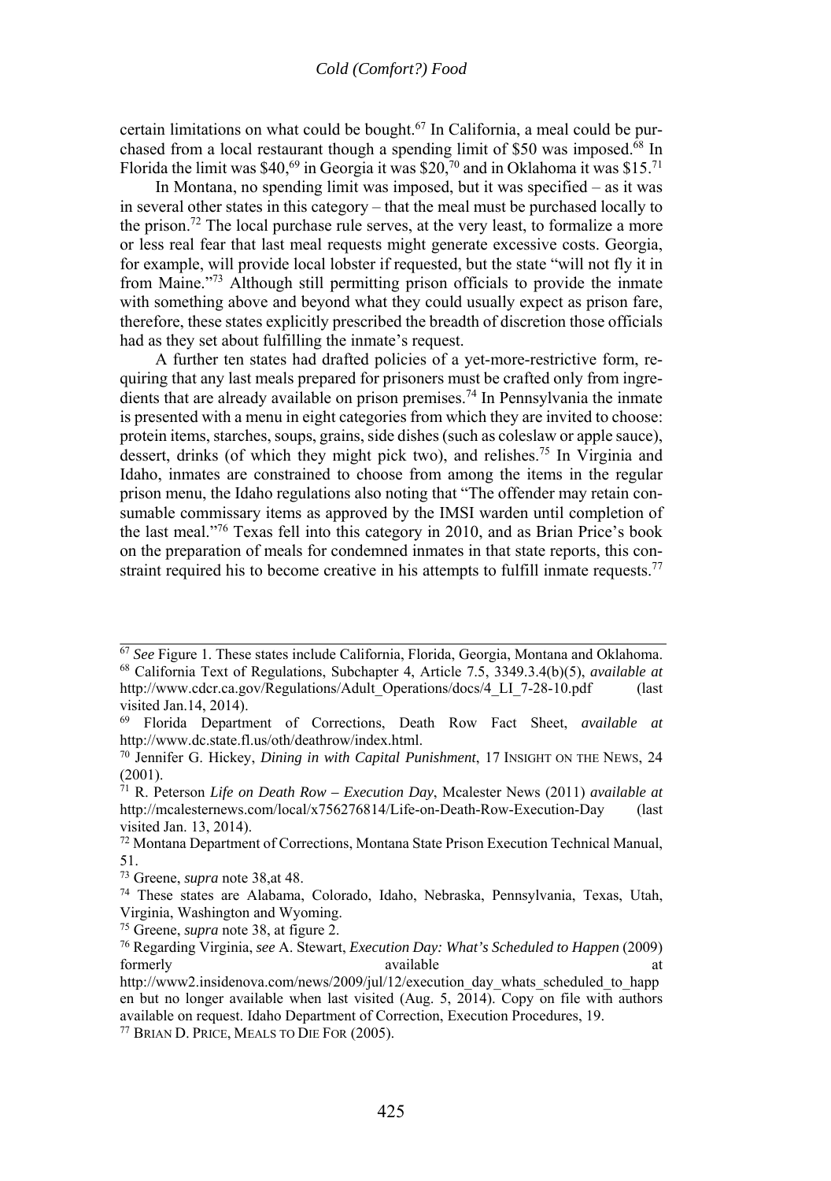certain limitations on what could be bought.[67] In California, a meal could be purchased from a local restaurant though a spending limit of $50 was imposed.[68] In Florida the limit was $40,[69] in Georgia it was $20,[70] and in Oklahoma it was $15.[71]

In Montana, no spending limit was imposed, but it was specified – as it was in several other states in this category – that the meal must be purchased locally to the prison.[72] The local purchase rule serves, at the very least, to formalize a more or less real fear that last meal requests might generate excessive costs. Georgia, for example, will provide local lobster if requested, but the state "will not fly it in from Maine."[73] Although still permitting prison officials to provide the inmate with something above and beyond what they could usually expect as prison fare, therefore, these states explicitly prescribed the breadth of discretion those officials had as they set about fulfilling the inmate's request.

A further ten states had drafted policies of a yet-more-restrictive form, requiring that any last meals prepared for prisoners must be crafted only from ingredients that are already available on prison premises.[74] In Pennsylvania the inmate is presented with a menu in eight categories from which they are invited to choose: protein items, starches, soups, grains, side dishes (such as coleslaw or apple sauce), dessert, drinks (of which they might pick two), and relishes.[75] In Virginia and Idaho, inmates are constrained to choose from among the items in the regular prison menu, the Idaho regulations also noting that "The offender may retain consumable commissary items as approved by the IMSI warden until completion of the last meal."[76] Texas fell into this category in 2010, and as Brian Price's book on the preparation of meals for condemned inmates in that state reports, this constraint required his to become creative in his attempts to fulfill inmate requests.[77]

---

[67] *See* Figure 1. These states include California, Florida, Georgia, Montana and Oklahoma.

[68] California Text of Regulations, Subchapter 4, Article 7.5, 3349.3.4(b)(5), *available at* http://www.cdcr.ca.gov/Regulations/Adult_Operations/docs/4_LI_7-28-10.pdf (last visited Jan.14, 2014).

[69] Florida Department of Corrections, Death Row Fact Sheet, *available at* http://www.dc.state.fl.us/oth/deathrow/index.html.

[70] Jennifer G. Hickey, *Dining in with Capital Punishment*, 17 INSIGHT ON THE NEWS, 24 (2001).

[71] R. Peterson *Life on Death Row – Execution Day*, Mcalester News (2011) *available at* http://mcalesternews.com/local/x756276814/Life-on-Death-Row-Execution-Day (last visited Jan. 13, 2014).

[72] Montana Department of Corrections, Montana State Prison Execution Technical Manual, 51.

[73] Greene, *supra* note 38,at 48.

[74] These states are Alabama, Colorado, Idaho, Nebraska, Pennsylvania, Texas, Utah, Virginia, Washington and Wyoming.

[75] Greene, *supra* note 38, at figure 2.

[76] Regarding Virginia, *see* A. Stewart, *Execution Day: What's Scheduled to Happen* (2009) formerly available at http://www2.insidenova.com/news/2009/jul/12/execution_day_whats_scheduled_to_happen but no longer available when last visited (Aug. 5, 2014). Copy on file with authors available on request. Idaho Department of Correction, Execution Procedures, 19.

[77] BRIAN D. PRICE, MEALS TO DIE FOR (2005).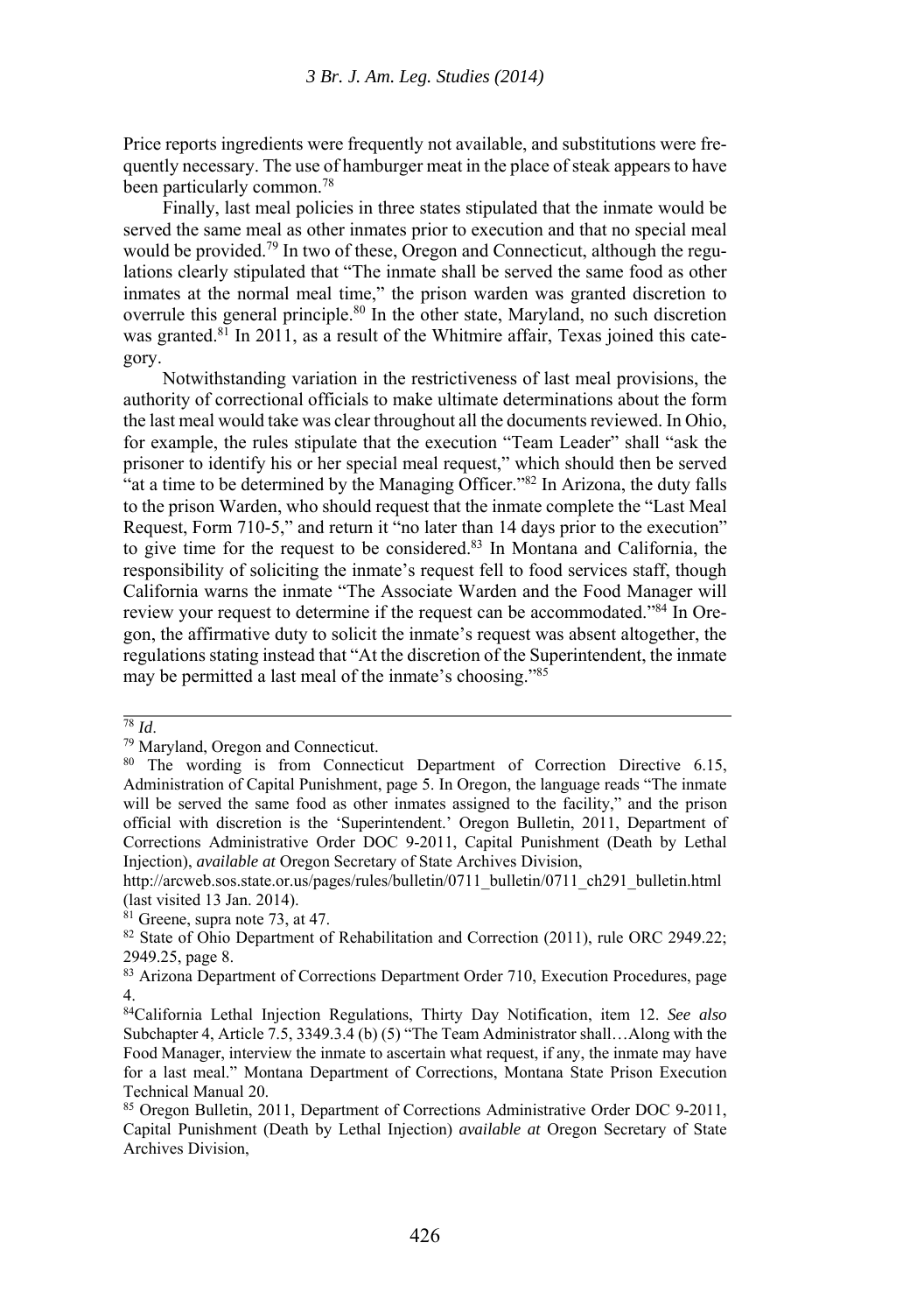Price reports ingredients were frequently not available, and substitutions were frequently necessary. The use of hamburger meat in the place of steak appears to have been particularly common.[78]

Finally, last meal policies in three states stipulated that the inmate would be served the same meal as other inmates prior to execution and that no special meal would be provided.[79] In two of these, Oregon and Connecticut, although the regulations clearly stipulated that "The inmate shall be served the same food as other inmates at the normal meal time," the prison warden was granted discretion to overrule this general principle.[80] In the other state, Maryland, no such discretion was granted.[81] In 2011, as a result of the Whitmire affair, Texas joined this category.

Notwithstanding variation in the restrictiveness of last meal provisions, the authority of correctional officials to make ultimate determinations about the form the last meal would take was clear throughout all the documents reviewed. In Ohio, for example, the rules stipulate that the execution "Team Leader" shall "ask the prisoner to identify his or her special meal request," which should then be served "at a time to be determined by the Managing Officer."[82] In Arizona, the duty falls to the prison Warden, who should request that the inmate complete the "Last Meal Request, Form 710-5," and return it "no later than 14 days prior to the execution" to give time for the request to be considered.[83] In Montana and California, the responsibility of soliciting the inmate's request fell to food services staff, though California warns the inmate "The Associate Warden and the Food Manager will review your request to determine if the request can be accommodated."[84] In Oregon, the affirmative duty to solicit the inmate's request was absent altogether, the regulations stating instead that "At the discretion of the Superintendent, the inmate may be permitted a last meal of the inmate's choosing."[85]

---

[78] *Id*.

[79] Maryland, Oregon and Connecticut.

[80] The wording is from Connecticut Department of Correction Directive 6.15, Administration of Capital Punishment, page 5. In Oregon, the language reads "The inmate will be served the same food as other inmates assigned to the facility," and the prison official with discretion is the 'Superintendent.' Oregon Bulletin, 2011, Department of Corrections Administrative Order DOC 9-2011, Capital Punishment (Death by Lethal Injection), *available at* Oregon Secretary of State Archives Division, http://arcweb.sos.state.or.us/pages/rules/bulletin/0711_bulletin/0711_ch291_bulletin.html (last visited 13 Jan. 2014).

[81] Greene, supra note 73, at 47.

[82] State of Ohio Department of Rehabilitation and Correction (2011), rule ORC 2949.22; 2949.25, page 8.

[83] Arizona Department of Corrections Department Order 710, Execution Procedures, page 4.

[84] California Lethal Injection Regulations, Thirty Day Notification, item 12. *See also* Subchapter 4, Article 7.5, 3349.3.4 (b) (5) "The Team Administrator shall…Along with the Food Manager, interview the inmate to ascertain what request, if any, the inmate may have for a last meal." Montana Department of Corrections, Montana State Prison Execution Technical Manual 20.

[85] Oregon Bulletin, 2011, Department of Corrections Administrative Order DOC 9-2011, Capital Punishment (Death by Lethal Injection) *available at* Oregon Secretary of State Archives Division,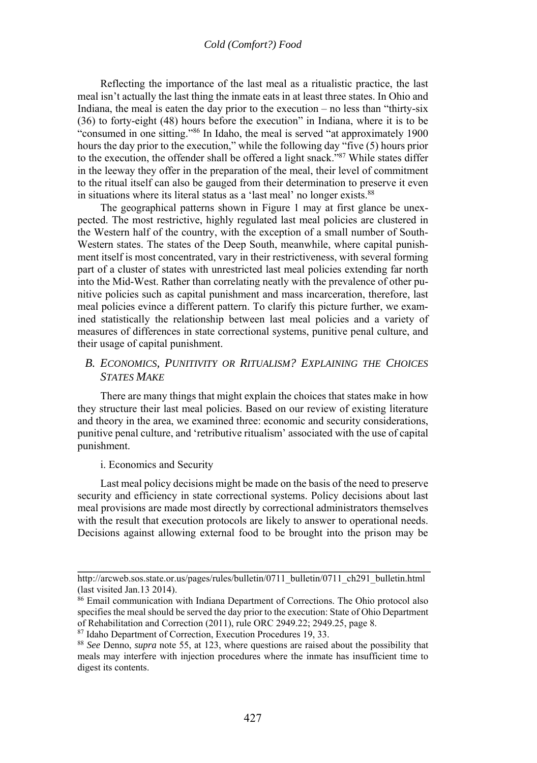Reflecting the importance of the last meal as a ritualistic practice, the last meal isn't actually the last thing the inmate eats in at least three states. In Ohio and Indiana, the meal is eaten the day prior to the execution – no less than "thirty-six (36) to forty-eight (48) hours before the execution" in Indiana, where it is to be "consumed in one sitting."[86] In Idaho, the meal is served "at approximately 1900 hours the day prior to the execution," while the following day "five (5) hours prior to the execution, the offender shall be offered a light snack."[87] While states differ in the leeway they offer in the preparation of the meal, their level of commitment to the ritual itself can also be gauged from their determination to preserve it even in situations where its literal status as a 'last meal' no longer exists.[88]

The geographical patterns shown in Figure 1 may at first glance be unexpected. The most restrictive, highly regulated last meal policies are clustered in the Western half of the country, with the exception of a small number of South-Western states. The states of the Deep South, meanwhile, where capital punishment itself is most concentrated, vary in their restrictiveness, with several forming part of a cluster of states with unrestricted last meal policies extending far north into the Mid-West. Rather than correlating neatly with the prevalence of other punitive policies such as capital punishment and mass incarceration, therefore, last meal policies evince a different pattern. To clarify this picture further, we examined statistically the relationship between last meal policies and a variety of measures of differences in state correctional systems, punitive penal culture, and their usage of capital punishment.

### B. *ECONOMICS, PUNITIVITY OR RITUALISM? EXPLAINING THE CHOICES STATES MAKE*

There are many things that might explain the choices that states make in how they structure their last meal policies. Based on our review of existing literature and theory in the area, we examined three: economic and security considerations, punitive penal culture, and 'retributive ritualism' associated with the use of capital punishment.

#### i. Economics and Security

Last meal policy decisions might be made on the basis of the need to preserve security and efficiency in state correctional systems. Policy decisions about last meal provisions are made most directly by correctional administrators themselves with the result that execution protocols are likely to answer to operational needs. Decisions against allowing external food to be brought into the prison may be

---

http://arcweb.sos.state.or.us/pages/rules/bulletin/0711_bulletin/0711_ch291_bulletin.html (last visited Jan.13 2014).

[86] Email communication with Indiana Department of Corrections. The Ohio protocol also specifies the meal should be served the day prior to the execution: State of Ohio Department of Rehabilitation and Correction (2011), rule ORC 2949.22; 2949.25, page 8.

[87] Idaho Department of Correction, Execution Procedures 19, 33.

[88] *See* Denno, *supra* note 55, at 123, where questions are raised about the possibility that meals may interfere with injection procedures where the inmate has insufficient time to digest its contents.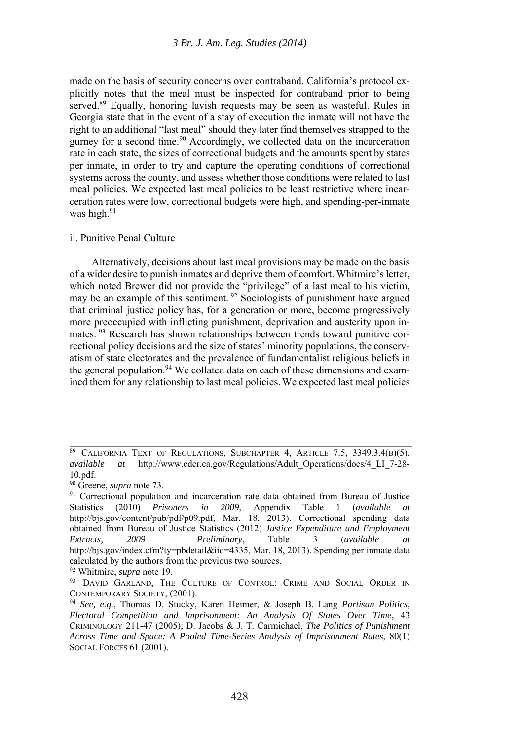made on the basis of security concerns over contraband. California's protocol explicitly notes that the meal must be inspected for contraband prior to being served.[89] Equally, honoring lavish requests may be seen as wasteful. Rules in Georgia state that in the event of a stay of execution the inmate will not have the right to an additional "last meal" should they later find themselves strapped to the gurney for a second time.[90] Accordingly, we collected data on the incarceration rate in each state, the sizes of correctional budgets and the amounts spent by states per inmate, in order to try and capture the operating conditions of correctional systems across the county, and assess whether those conditions were related to last meal policies. We expected last meal policies to be least restrictive where incarceration rates were low, correctional budgets were high, and spending-per-inmate was high.[91]

ii. Punitive Penal Culture

Alternatively, decisions about last meal provisions may be made on the basis of a wider desire to punish inmates and deprive them of comfort. Whitmire's letter, which noted Brewer did not provide the "privilege" of a last meal to his victim, may be an example of this sentiment.[92] Sociologists of punishment have argued that criminal justice policy has, for a generation or more, become progressively more preoccupied with inflicting punishment, deprivation and austerity upon inmates.[93] Research has shown relationships between trends toward punitive correctional policy decisions and the size of states' minority populations, the conservatism of state electorates and the prevalence of fundamentalist religious beliefs in the general population.[94] We collated data on each of these dimensions and examined them for any relationship to last meal policies. We expected last meal policies

---

[89] California Text of Regulations, Subchapter 4, Article 7.5, 3349.3.4(b)(5), *available at* http://www.cdcr.ca.gov/Regulations/Adult_Operations/docs/4_LI_7-28-10.pdf.

[90] Greene, *supra* note 73.

[91] Correctional population and incarceration rate data obtained from Bureau of Justice Statistics (2010) *Prisoners in 2009*, Appendix Table 1 (*available at* http://bjs.gov/content/pub/pdf/p09.pdf, Mar. 18, 2013). Correctional spending data obtained from Bureau of Justice Statistics (2012) *Justice Expenditure and Employment Extracts, 2009 – Preliminary*, Table 3 (*available at* http://bjs.gov/index.cfm?ty=pbdetail&iid=4335, Mar. 18, 2013). Spending per inmate data calculated by the authors from the previous two sources.

[92] Whitmire, *supra* note 19.

[93] David Garland, The Culture of Control: Crime and Social Order in Contemporary Society, (2001).

[94] *See, e.g*., Thomas D. Stucky, Karen Heimer, & Joseph B. Lang *Partisan Politics, Electoral Competition and Imprisonment: An Analysis Of States Over Time*, 43 Criminology 211-47 (2005); D. Jacobs & J. T. Carmichael, *The Politics of Punishment Across Time and Space: A Pooled Time-Series Analysis of Imprisonment Rates*, 80(1) Social Forces 61 (2001).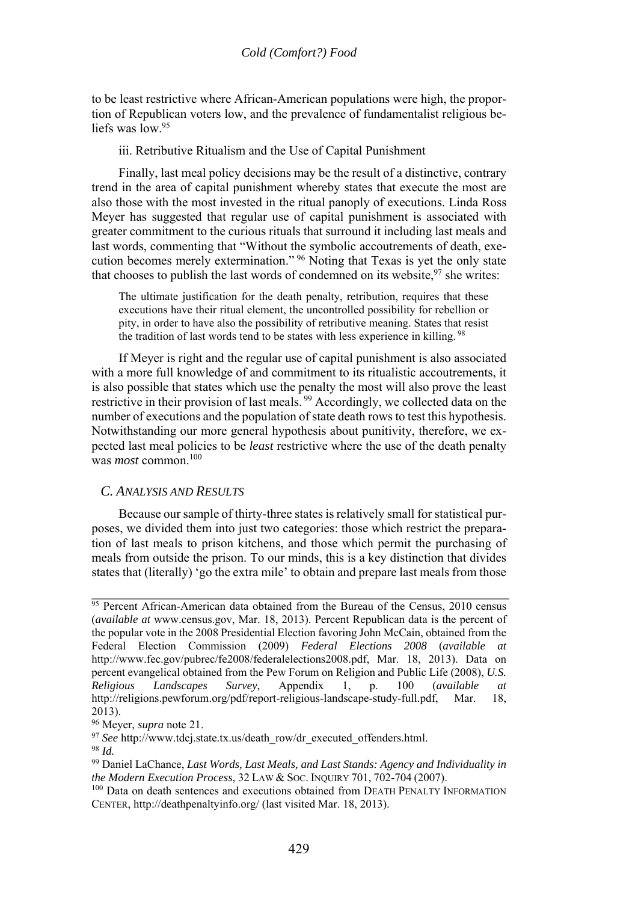to be least restrictive where African-American populations were high, the proportion of Republican voters low, and the prevalence of fundamentalist religious beliefs was low.[95]

iii. Retributive Ritualism and the Use of Capital Punishment

Finally, last meal policy decisions may be the result of a distinctive, contrary trend in the area of capital punishment whereby states that execute the most are also those with the most invested in the ritual panoply of executions. Linda Ross Meyer has suggested that regular use of capital punishment is associated with greater commitment to the curious rituals that surround it including last meals and last words, commenting that "Without the symbolic accoutrements of death, execution becomes merely extermination."[96] Noting that Texas is yet the only state that chooses to publish the last words of condemned on its website,[97] she writes:

> The ultimate justification for the death penalty, retribution, requires that these executions have their ritual element, the uncontrolled possibility for rebellion or pity, in order to have also the possibility of retributive meaning. States that resist the tradition of last words tend to be states with less experience in killing.[98]

If Meyer is right and the regular use of capital punishment is also associated with a more full knowledge of and commitment to its ritualistic accoutrements, it is also possible that states which use the penalty the most will also prove the least restrictive in their provision of last meals.[99] Accordingly, we collected data on the number of executions and the population of state death rows to test this hypothesis. Notwithstanding our more general hypothesis about punitivity, therefore, we expected last meal policies to be *least* restrictive where the use of the death penalty was *most* common.[100]

### C. ANALYSIS AND RESULTS

Because our sample of thirty-three states is relatively small for statistical purposes, we divided them into just two categories: those which restrict the preparation of last meals to prison kitchens, and those which permit the purchasing of meals from outside the prison. To our minds, this is a key distinction that divides states that (literally) 'go the extra mile' to obtain and prepare last meals from those

---

[95] Percent African-American data obtained from the Bureau of the Census, 2010 census (*available at* www.census.gov, Mar. 18, 2013). Percent Republican data is the percent of the popular vote in the 2008 Presidential Election favoring John McCain, obtained from the Federal Election Commission (2009) *Federal Elections 2008* (*available at* http://www.fec.gov/pubrec/fe2008/federalelections2008.pdf, Mar. 18, 2013). Data on percent evangelical obtained from the Pew Forum on Religion and Public Life (2008), *U.S. Religious Landscapes Survey*, Appendix 1, p. 100 (*available at* http://religions.pewforum.org/pdf/report-religious-landscape-study-full.pdf, Mar. 18, 2013).

[96] Meyer, *supra* note 21.

[97] *See* http://www.tdcj.state.tx.us/death_row/dr_executed_offenders.html.

[98] *Id.*

[99] Daniel LaChance, *Last Words, Last Meals, and Last Stands: Agency and Individuality in the Modern Execution Process*, 32 LAW & SOC. INQUIRY 701, 702-704 (2007).

[100] Data on death sentences and executions obtained from DEATH PENALTY INFORMATION CENTER, http://deathpenaltyinfo.org/ (last visited Mar. 18, 2013).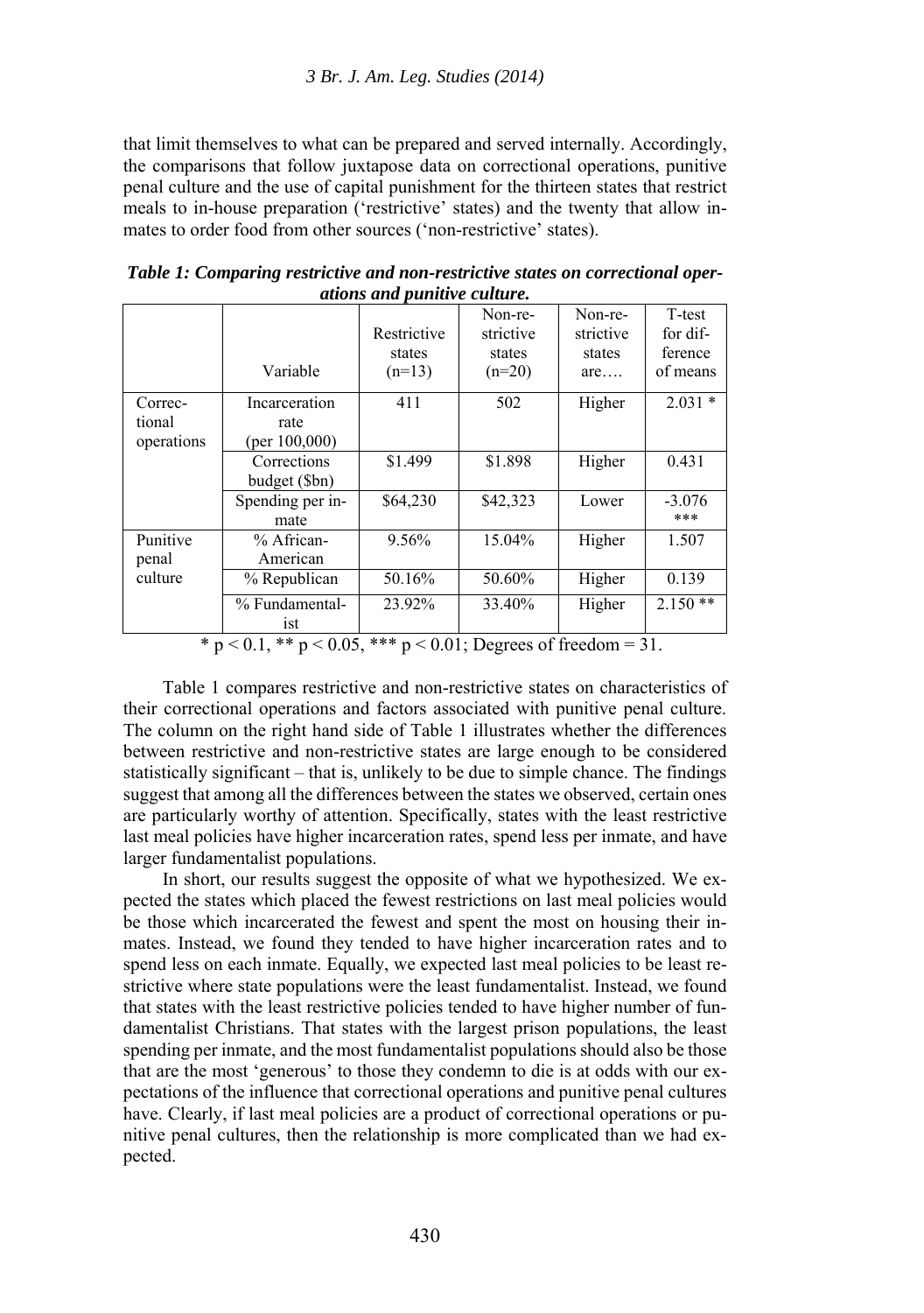that limit themselves to what can be prepared and served internally. Accordingly, the comparisons that follow juxtapose data on correctional operations, punitive penal culture and the use of capital punishment for the thirteen states that restrict meals to in-house preparation ('restrictive' states) and the twenty that allow inmates to order food from other sources ('non-restrictive' states).

***Table 1: Comparing restrictive and non-restrictive states on correctional operations and punitive culture.***

| | Variable | Restrictive states (n=13) | Non-restrictive states (n=20) | Non-restrictive states are…. | T-test for difference of means |
|---|---|---|---|---|---|
| Correctional operations | Incarceration rate (per 100,000) | 411 | 502 | Higher | 2.031 * |
| | Corrections budget ($bn) | $1.499 | $1.898 | Higher | 0.431 |
| | Spending per inmate | $64,230 | $42,323 | Lower | -3.076 *** |
| Punitive penal culture | % African-American | 9.56% | 15.04% | Higher | 1.507 |
| | % Republican | 50.16% | 50.60% | Higher | 0.139 |
| | % Fundamentalist | 23.92% | 33.40% | Higher | 2.150 ** |

* $p < 0.1$, ** $p < 0.05$, *** $p < 0.01$; Degrees of freedom = 31.

Table 1 compares restrictive and non-restrictive states on characteristics of their correctional operations and factors associated with punitive penal culture. The column on the right hand side of Table 1 illustrates whether the differences between restrictive and non-restrictive states are large enough to be considered statistically significant – that is, unlikely to be due to simple chance. The findings suggest that among all the differences between the states we observed, certain ones are particularly worthy of attention. Specifically, states with the least restrictive last meal policies have higher incarceration rates, spend less per inmate, and have larger fundamentalist populations.

In short, our results suggest the opposite of what we hypothesized. We expected the states which placed the fewest restrictions on last meal policies would be those which incarcerated the fewest and spent the most on housing their inmates. Instead, we found they tended to have higher incarceration rates and to spend less on each inmate. Equally, we expected last meal policies to be least restrictive where state populations were the least fundamentalist. Instead, we found that states with the least restrictive policies tended to have higher number of fundamentalist Christians. That states with the largest prison populations, the least spending per inmate, and the most fundamentalist populations should also be those that are the most 'generous' to those they condemn to die is at odds with our expectations of the influence that correctional operations and punitive penal cultures have. Clearly, if last meal policies are a product of correctional operations or punitive penal cultures, then the relationship is more complicated than we had expected.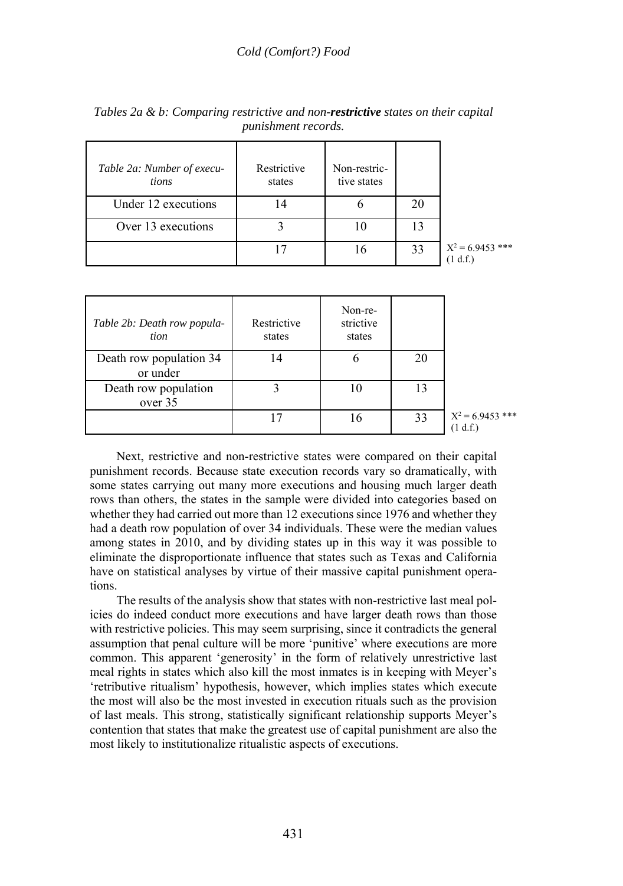*Tables 2a & b: Comparing restrictive and non-**restrictive** states on their capital punishment records.*

| *Table 2a: Number of executions* | Restrictive states | Non-restrictive states | |
|---|---|---|---|
| Under 12 executions | 14 | 6 | 20 |
| Over 13 executions | 3 | 10 | 13 |
| | 17 | 16 | 33 |

$X^2 = 6.9453$ *** (1 d.f.)

| *Table 2b: Death row population* | Restrictive states | Non-restrictive states | |
|---|---|---|---|
| Death row population 34 or under | 14 | 6 | 20 |
| Death row population over 35 | 3 | 10 | 13 |
| | 17 | 16 | 33 |

$X^2 = 6.9453$ *** (1 d.f.)

Next, restrictive and non-restrictive states were compared on their capital punishment records. Because state execution records vary so dramatically, with some states carrying out many more executions and housing much larger death rows than others, the states in the sample were divided into categories based on whether they had carried out more than 12 executions since 1976 and whether they had a death row population of over 34 individuals. These were the median values among states in 2010, and by dividing states up in this way it was possible to eliminate the disproportionate influence that states such as Texas and California have on statistical analyses by virtue of their massive capital punishment operations.

The results of the analysis show that states with non-restrictive last meal policies do indeed conduct more executions and have larger death rows than those with restrictive policies. This may seem surprising, since it contradicts the general assumption that penal culture will be more 'punitive' where executions are more common. This apparent 'generosity' in the form of relatively unrestrictive last meal rights in states which also kill the most inmates is in keeping with Meyer's 'retributive ritualism' hypothesis, however, which implies states which execute the most will also be the most invested in execution rituals such as the provision of last meals. This strong, statistically significant relationship supports Meyer's contention that states that make the greatest use of capital punishment are also the most likely to institutionalize ritualistic aspects of executions.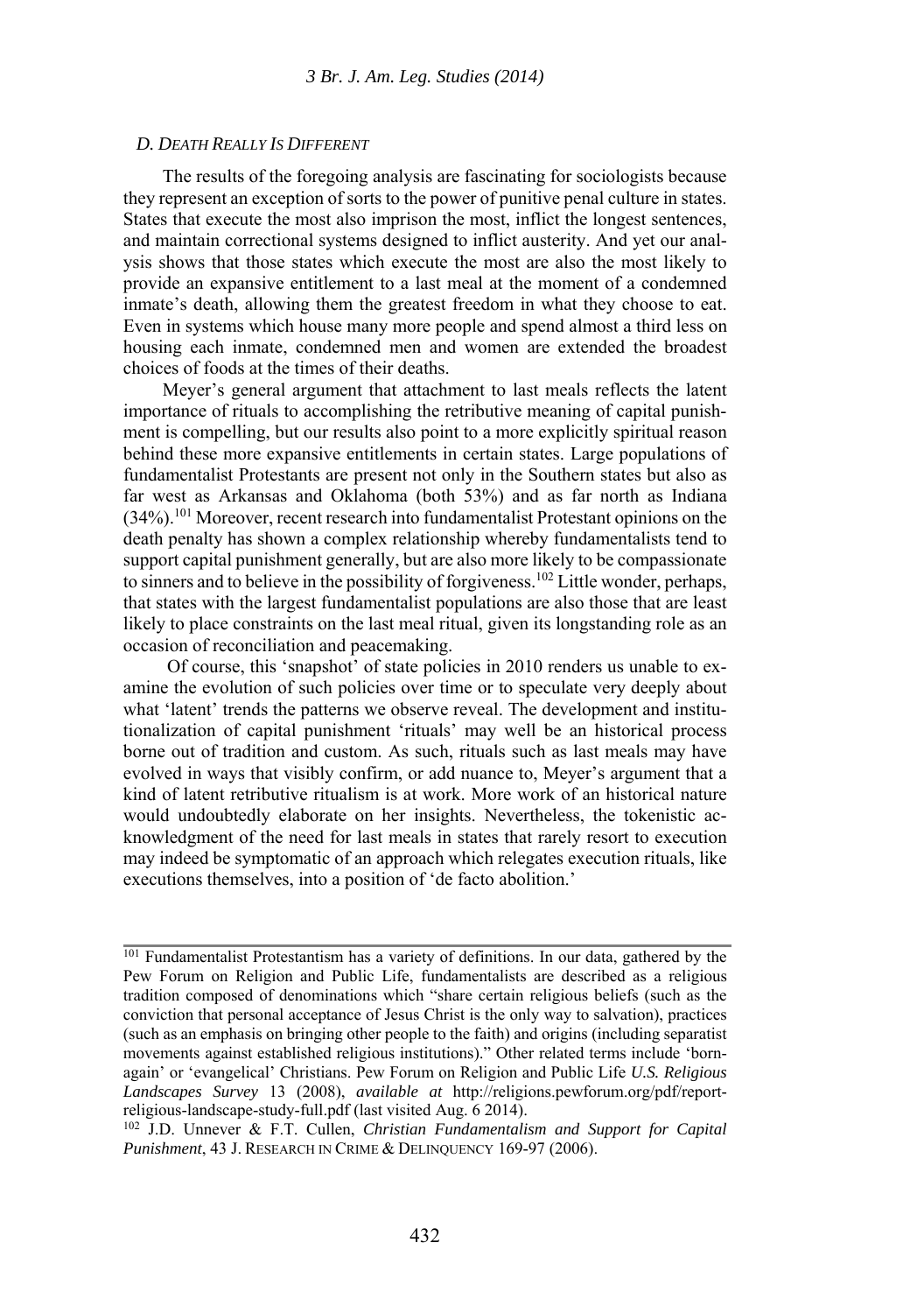### *D. DEATH REALLY IS DIFFERENT*

The results of the foregoing analysis are fascinating for sociologists because they represent an exception of sorts to the power of punitive penal culture in states. States that execute the most also imprison the most, inflict the longest sentences, and maintain correctional systems designed to inflict austerity. And yet our analysis shows that those states which execute the most are also the most likely to provide an expansive entitlement to a last meal at the moment of a condemned inmate's death, allowing them the greatest freedom in what they choose to eat. Even in systems which house many more people and spend almost a third less on housing each inmate, condemned men and women are extended the broadest choices of foods at the times of their deaths.

Meyer's general argument that attachment to last meals reflects the latent importance of rituals to accomplishing the retributive meaning of capital punishment is compelling, but our results also point to a more explicitly spiritual reason behind these more expansive entitlements in certain states. Large populations of fundamentalist Protestants are present not only in the Southern states but also as far west as Arkansas and Oklahoma (both 53%) and as far north as Indiana (34%).[101] Moreover, recent research into fundamentalist Protestant opinions on the death penalty has shown a complex relationship whereby fundamentalists tend to support capital punishment generally, but are also more likely to be compassionate to sinners and to believe in the possibility of forgiveness.[102] Little wonder, perhaps, that states with the largest fundamentalist populations are also those that are least likely to place constraints on the last meal ritual, given its longstanding role as an occasion of reconciliation and peacemaking.

Of course, this 'snapshot' of state policies in 2010 renders us unable to examine the evolution of such policies over time or to speculate very deeply about what 'latent' trends the patterns we observe reveal. The development and institutionalization of capital punishment 'rituals' may well be an historical process borne out of tradition and custom. As such, rituals such as last meals may have evolved in ways that visibly confirm, or add nuance to, Meyer's argument that a kind of latent retributive ritualism is at work. More work of an historical nature would undoubtedly elaborate on her insights. Nevertheless, the tokenistic acknowledgment of the need for last meals in states that rarely resort to execution may indeed be symptomatic of an approach which relegates execution rituals, like executions themselves, into a position of 'de facto abolition.'

---

[101] Fundamentalist Protestantism has a variety of definitions. In our data, gathered by the Pew Forum on Religion and Public Life, fundamentalists are described as a religious tradition composed of denominations which "share certain religious beliefs (such as the conviction that personal acceptance of Jesus Christ is the only way to salvation), practices (such as an emphasis on bringing other people to the faith) and origins (including separatist movements against established religious institutions)." Other related terms include 'born-again' or 'evangelical' Christians. Pew Forum on Religion and Public Life *U.S. Religious Landscapes Survey* 13 (2008), *available at* http://religions.pewforum.org/pdf/report-religious-landscape-study-full.pdf (last visited Aug. 6 2014).

[102] J.D. Unnever & F.T. Cullen, *Christian Fundamentalism and Support for Capital Punishment*, 43 J. RESEARCH IN CRIME & DELINQUENCY 169-97 (2006).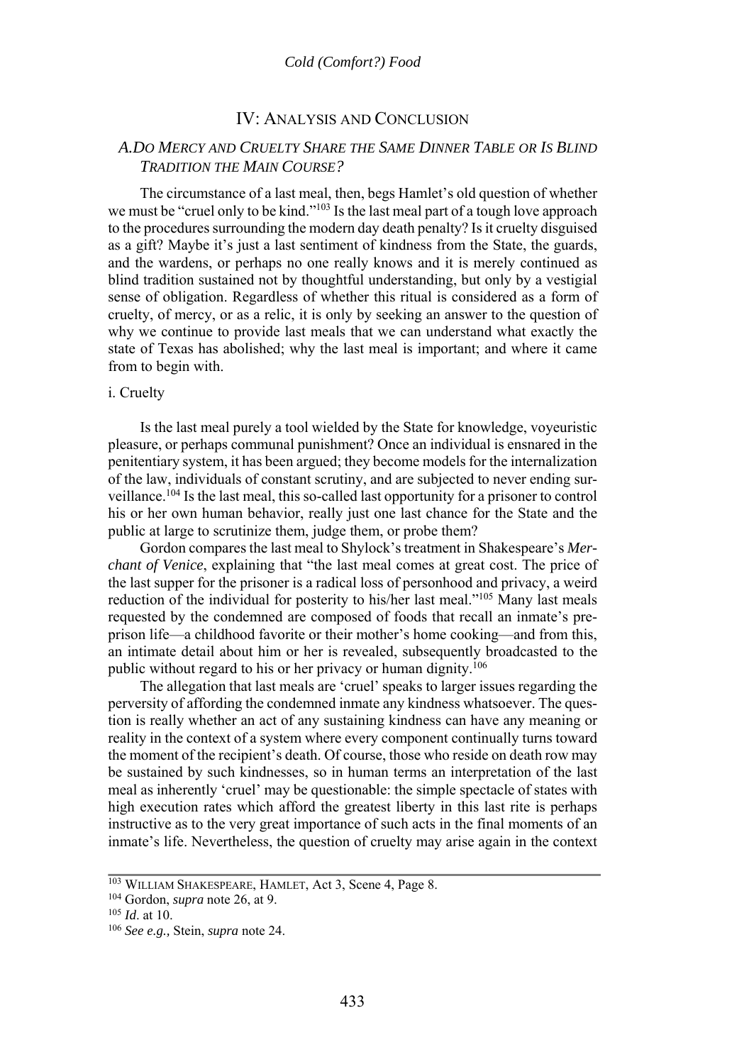## IV: Analysis and Conclusion

### A. Do Mercy and Cruelty Share the Same Dinner Table or Is Blind Tradition the Main Course?

The circumstance of a last meal, then, begs Hamlet's old question of whether we must be "cruel only to be kind."[103] Is the last meal part of a tough love approach to the procedures surrounding the modern day death penalty? Is it cruelty disguised as a gift? Maybe it's just a last sentiment of kindness from the State, the guards, and the wardens, or perhaps no one really knows and it is merely continued as blind tradition sustained not by thoughtful understanding, but only by a vestigial sense of obligation. Regardless of whether this ritual is considered as a form of cruelty, of mercy, or as a relic, it is only by seeking an answer to the question of why we continue to provide last meals that we can understand what exactly the state of Texas has abolished; why the last meal is important; and where it came from to begin with.

#### i. Cruelty

Is the last meal purely a tool wielded by the State for knowledge, voyeuristic pleasure, or perhaps communal punishment? Once an individual is ensnared in the penitentiary system, it has been argued; they become models for the internalization of the law, individuals of constant scrutiny, and are subjected to never ending surveillance.[104] Is the last meal, this so-called last opportunity for a prisoner to control his or her own human behavior, really just one last chance for the State and the public at large to scrutinize them, judge them, or probe them?

Gordon compares the last meal to Shylock's treatment in Shakespeare's *Merchant of Venice*, explaining that "the last meal comes at great cost. The price of the last supper for the prisoner is a radical loss of personhood and privacy, a weird reduction of the individual for posterity to his/her last meal."[105] Many last meals requested by the condemned are composed of foods that recall an inmate's pre-prison life—a childhood favorite or their mother's home cooking—and from this, an intimate detail about him or her is revealed, subsequently broadcasted to the public without regard to his or her privacy or human dignity.[106]

The allegation that last meals are 'cruel' speaks to larger issues regarding the perversity of affording the condemned inmate any kindness whatsoever. The question is really whether an act of any sustaining kindness can have any meaning or reality in the context of a system where every component continually turns toward the moment of the recipient's death. Of course, those who reside on death row may be sustained by such kindnesses, so in human terms an interpretation of the last meal as inherently 'cruel' may be questionable: the simple spectacle of states with high execution rates which afford the greatest liberty in this last rite is perhaps instructive as to the very great importance of such acts in the final moments of an inmate's life. Nevertheless, the question of cruelty may arise again in the context

---

[103] William Shakespeare, Hamlet, Act 3, Scene 4, Page 8.

[104] Gordon, *supra* note 26, at 9.

[105] *Id*. at 10.

[106] *See e.g.,* Stein, *supra* note 24.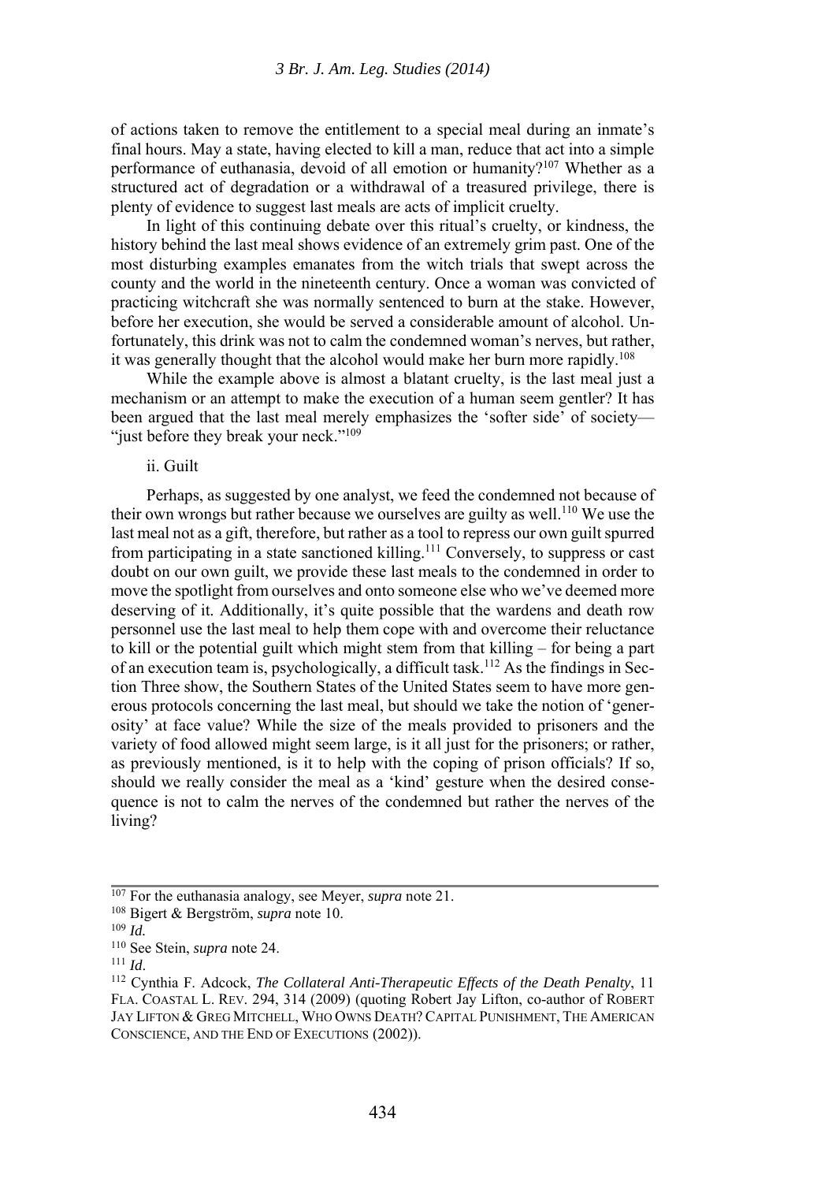of actions taken to remove the entitlement to a special meal during an inmate's final hours. May a state, having elected to kill a man, reduce that act into a simple performance of euthanasia, devoid of all emotion or humanity?[107] Whether as a structured act of degradation or a withdrawal of a treasured privilege, there is plenty of evidence to suggest last meals are acts of implicit cruelty.

In light of this continuing debate over this ritual's cruelty, or kindness, the history behind the last meal shows evidence of an extremely grim past. One of the most disturbing examples emanates from the witch trials that swept across the county and the world in the nineteenth century. Once a woman was convicted of practicing witchcraft she was normally sentenced to burn at the stake. However, before her execution, she would be served a considerable amount of alcohol. Unfortunately, this drink was not to calm the condemned woman's nerves, but rather, it was generally thought that the alcohol would make her burn more rapidly.[108]

While the example above is almost a blatant cruelty, is the last meal just a mechanism or an attempt to make the execution of a human seem gentler? It has been argued that the last meal merely emphasizes the 'softer side' of society— "just before they break your neck."[109]

ii. Guilt

Perhaps, as suggested by one analyst, we feed the condemned not because of their own wrongs but rather because we ourselves are guilty as well.[110] We use the last meal not as a gift, therefore, but rather as a tool to repress our own guilt spurred from participating in a state sanctioned killing.[111] Conversely, to suppress or cast doubt on our own guilt, we provide these last meals to the condemned in order to move the spotlight from ourselves and onto someone else who we've deemed more deserving of it. Additionally, it's quite possible that the wardens and death row personnel use the last meal to help them cope with and overcome their reluctance to kill or the potential guilt which might stem from that killing – for being a part of an execution team is, psychologically, a difficult task.[112] As the findings in Section Three show, the Southern States of the United States seem to have more generous protocols concerning the last meal, but should we take the notion of 'generosity' at face value? While the size of the meals provided to prisoners and the variety of food allowed might seem large, is it all just for the prisoners; or rather, as previously mentioned, is it to help with the coping of prison officials? If so, should we really consider the meal as a 'kind' gesture when the desired consequence is not to calm the nerves of the condemned but rather the nerves of the living?

---

[107] For the euthanasia analogy, see Meyer, *supra* note 21.

[108] Bigert & Bergström, *supra* note 10.

[109] *Id.*

[110] See Stein, *supra* note 24.

[111] *Id*.

[112] Cynthia F. Adcock, *The Collateral Anti-Therapeutic Effects of the Death Penalty*, 11 FLA. COASTAL L. REV. 294, 314 (2009) (quoting Robert Jay Lifton, co-author of ROBERT JAY LIFTON & GREG MITCHELL, WHO OWNS DEATH? CAPITAL PUNISHMENT, THE AMERICAN CONSCIENCE, AND THE END OF EXECUTIONS (2002)).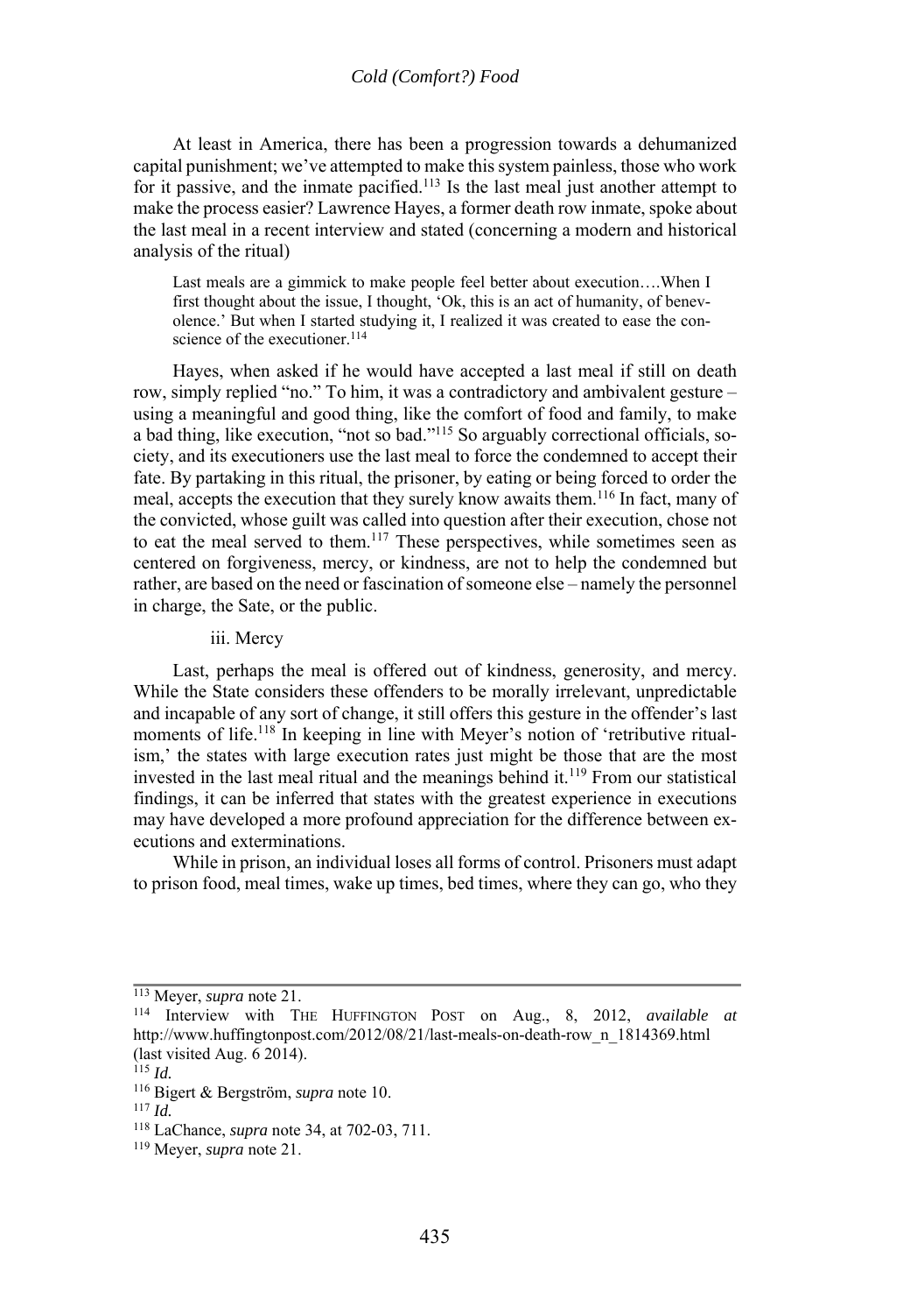At least in America, there has been a progression towards a dehumanized capital punishment; we've attempted to make this system painless, those who work for it passive, and the inmate pacified.[113] Is the last meal just another attempt to make the process easier? Lawrence Hayes, a former death row inmate, spoke about the last meal in a recent interview and stated (concerning a modern and historical analysis of the ritual)

> Last meals are a gimmick to make people feel better about execution….When I first thought about the issue, I thought, 'Ok, this is an act of humanity, of benevolence.' But when I started studying it, I realized it was created to ease the conscience of the executioner.[114]

Hayes, when asked if he would have accepted a last meal if still on death row, simply replied "no." To him, it was a contradictory and ambivalent gesture – using a meaningful and good thing, like the comfort of food and family, to make a bad thing, like execution, "not so bad."[115] So arguably correctional officials, society, and its executioners use the last meal to force the condemned to accept their fate. By partaking in this ritual, the prisoner, by eating or being forced to order the meal, accepts the execution that they surely know awaits them.[116] In fact, many of the convicted, whose guilt was called into question after their execution, chose not to eat the meal served to them.[117] These perspectives, while sometimes seen as centered on forgiveness, mercy, or kindness, are not to help the condemned but rather, are based on the need or fascination of someone else – namely the personnel in charge, the Sate, or the public.

iii. Mercy

Last, perhaps the meal is offered out of kindness, generosity, and mercy. While the State considers these offenders to be morally irrelevant, unpredictable and incapable of any sort of change, it still offers this gesture in the offender's last moments of life.[118] In keeping in line with Meyer's notion of 'retributive ritualism,' the states with large execution rates just might be those that are the most invested in the last meal ritual and the meanings behind it.[119] From our statistical findings, it can be inferred that states with the greatest experience in executions may have developed a more profound appreciation for the difference between executions and exterminations.

While in prison, an individual loses all forms of control. Prisoners must adapt to prison food, meal times, wake up times, bed times, where they can go, who they

---

[113] Meyer, *supra* note 21.

[114] Interview with THE HUFFINGTON POST on Aug., 8, 2012, *available at* http://www.huffingtonpost.com/2012/08/21/last-meals-on-death-row_n_1814369.html (last visited Aug. 6 2014).

[115] *Id.*

[116] Bigert & Bergström, *supra* note 10.

[117] *Id.*

[118] LaChance, *supra* note 34, at 702-03, 711.

[119] Meyer, *supra* note 21.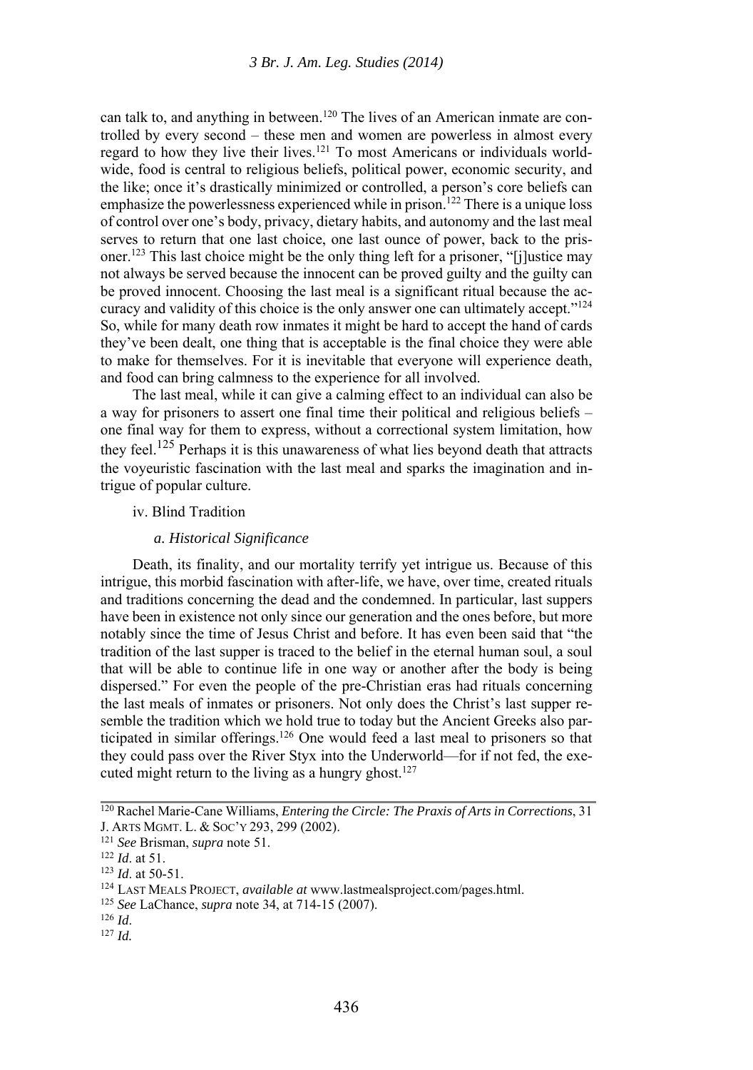can talk to, and anything in between.[120] The lives of an American inmate are controlled by every second – these men and women are powerless in almost every regard to how they live their lives.[121] To most Americans or individuals worldwide, food is central to religious beliefs, political power, economic security, and the like; once it's drastically minimized or controlled, a person's core beliefs can emphasize the powerlessness experienced while in prison.[122] There is a unique loss of control over one's body, privacy, dietary habits, and autonomy and the last meal serves to return that one last choice, one last ounce of power, back to the prisoner.[123] This last choice might be the only thing left for a prisoner, "[j]ustice may not always be served because the innocent can be proved guilty and the guilty can be proved innocent. Choosing the last meal is a significant ritual because the accuracy and validity of this choice is the only answer one can ultimately accept."[124] So, while for many death row inmates it might be hard to accept the hand of cards they've been dealt, one thing that is acceptable is the final choice they were able to make for themselves. For it is inevitable that everyone will experience death, and food can bring calmness to the experience for all involved.

The last meal, while it can give a calming effect to an individual can also be a way for prisoners to assert one final time their political and religious beliefs – one final way for them to express, without a correctional system limitation, how they feel.[125] Perhaps it is this unawareness of what lies beyond death that attracts the voyeuristic fascination with the last meal and sparks the imagination and intrigue of popular culture.

iv. Blind Tradition

*a. Historical Significance*

Death, its finality, and our mortality terrify yet intrigue us. Because of this intrigue, this morbid fascination with after-life, we have, over time, created rituals and traditions concerning the dead and the condemned. In particular, last suppers have been in existence not only since our generation and the ones before, but more notably since the time of Jesus Christ and before. It has even been said that "the tradition of the last supper is traced to the belief in the eternal human soul, a soul that will be able to continue life in one way or another after the body is being dispersed." For even the people of the pre-Christian eras had rituals concerning the last meals of inmates or prisoners. Not only does the Christ's last supper resemble the tradition which we hold true to today but the Ancient Greeks also participated in similar offerings.[126] One would feed a last meal to prisoners so that they could pass over the River Styx into the Underworld—for if not fed, the executed might return to the living as a hungry ghost.[127]

---

[120] Rachel Marie-Cane Williams, *Entering the Circle: The Praxis of Arts in Corrections*, 31 J. ARTS MGMT. L. & SOC'Y 293, 299 (2002).

[121] *See* Brisman, *supra* note 51.

[122] *Id*. at 51.

[123] *Id*. at 50-51.

[124] LAST MEALS PROJECT, *available at* www.lastmealsproject.com/pages.html.

[125] *See* LaChance, *supra* note 34, at 714-15 (2007).

[126] *Id*.

[127] *Id.*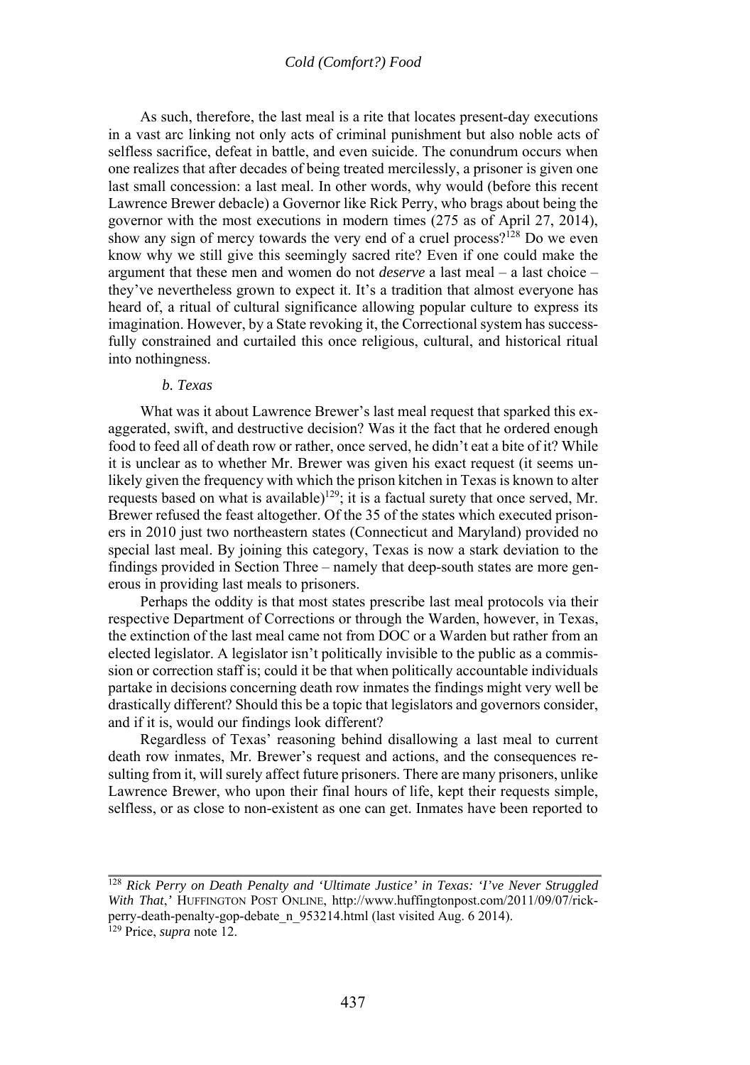As such, therefore, the last meal is a rite that locates present-day executions in a vast arc linking not only acts of criminal punishment but also noble acts of selfless sacrifice, defeat in battle, and even suicide. The conundrum occurs when one realizes that after decades of being treated mercilessly, a prisoner is given one last small concession: a last meal. In other words, why would (before this recent Lawrence Brewer debacle) a Governor like Rick Perry, who brags about being the governor with the most executions in modern times (275 as of April 27, 2014), show any sign of mercy towards the very end of a cruel process?[128] Do we even know why we still give this seemingly sacred rite? Even if one could make the argument that these men and women do not *deserve* a last meal – a last choice – they've nevertheless grown to expect it. It's a tradition that almost everyone has heard of, a ritual of cultural significance allowing popular culture to express its imagination. However, by a State revoking it, the Correctional system has successfully constrained and curtailed this once religious, cultural, and historical ritual into nothingness.

### *b. Texas*

What was it about Lawrence Brewer's last meal request that sparked this exaggerated, swift, and destructive decision? Was it the fact that he ordered enough food to feed all of death row or rather, once served, he didn't eat a bite of it? While it is unclear as to whether Mr. Brewer was given his exact request (it seems unlikely given the frequency with which the prison kitchen in Texas is known to alter requests based on what is available)[129]; it is a factual surety that once served, Mr. Brewer refused the feast altogether. Of the 35 of the states which executed prisoners in 2010 just two northeastern states (Connecticut and Maryland) provided no special last meal. By joining this category, Texas is now a stark deviation to the findings provided in Section Three – namely that deep-south states are more generous in providing last meals to prisoners.

Perhaps the oddity is that most states prescribe last meal protocols via their respective Department of Corrections or through the Warden, however, in Texas, the extinction of the last meal came not from DOC or a Warden but rather from an elected legislator. A legislator isn't politically invisible to the public as a commission or correction staff is; could it be that when politically accountable individuals partake in decisions concerning death row inmates the findings might very well be drastically different? Should this be a topic that legislators and governors consider, and if it is, would our findings look different?

Regardless of Texas' reasoning behind disallowing a last meal to current death row inmates, Mr. Brewer's request and actions, and the consequences resulting from it, will surely affect future prisoners. There are many prisoners, unlike Lawrence Brewer, who upon their final hours of life, kept their requests simple, selfless, or as close to non-existent as one can get. Inmates have been reported to

---

[128] *Rick Perry on Death Penalty and 'Ultimate Justice' in Texas: 'I've Never Struggled With That*,' HUFFINGTON POST ONLINE, http://www.huffingtonpost.com/2011/09/07/rick-perry-death-penalty-gop-debate_n_953214.html (last visited Aug. 6 2014).

[129] Price, *supra* note 12.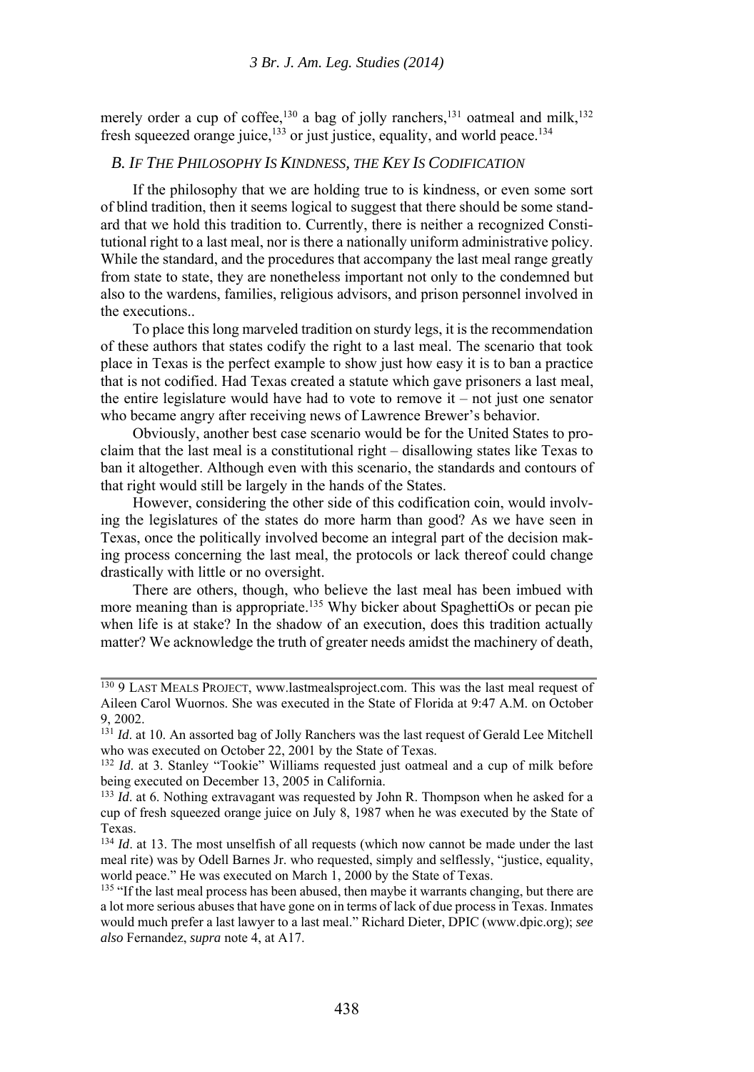merely order a cup of coffee,[130] a bag of jolly ranchers,[131] oatmeal and milk,[132] fresh squeezed orange juice,[133] or just justice, equality, and world peace.[134]

### *B. If The Philosophy Is Kindness, the Key Is Codification*

If the philosophy that we are holding true to is kindness, or even some sort of blind tradition, then it seems logical to suggest that there should be some standard that we hold this tradition to. Currently, there is neither a recognized Constitutional right to a last meal, nor is there a nationally uniform administrative policy. While the standard, and the procedures that accompany the last meal range greatly from state to state, they are nonetheless important not only to the condemned but also to the wardens, families, religious advisors, and prison personnel involved in the executions..

To place this long marveled tradition on sturdy legs, it is the recommendation of these authors that states codify the right to a last meal. The scenario that took place in Texas is the perfect example to show just how easy it is to ban a practice that is not codified. Had Texas created a statute which gave prisoners a last meal, the entire legislature would have had to vote to remove it – not just one senator who became angry after receiving news of Lawrence Brewer's behavior.

Obviously, another best case scenario would be for the United States to proclaim that the last meal is a constitutional right – disallowing states like Texas to ban it altogether. Although even with this scenario, the standards and contours of that right would still be largely in the hands of the States.

However, considering the other side of this codification coin, would involving the legislatures of the states do more harm than good? As we have seen in Texas, once the politically involved become an integral part of the decision making process concerning the last meal, the protocols or lack thereof could change drastically with little or no oversight.

There are others, though, who believe the last meal has been imbued with more meaning than is appropriate.[135] Why bicker about SpaghettiOs or pecan pie when life is at stake? In the shadow of an execution, does this tradition actually matter? We acknowledge the truth of greater needs amidst the machinery of death,

---

[130] 9 Last Meals Project, www.lastmealsproject.com. This was the last meal request of Aileen Carol Wuornos. She was executed in the State of Florida at 9:47 A.M. on October 9, 2002.

[131] *Id*. at 10. An assorted bag of Jolly Ranchers was the last request of Gerald Lee Mitchell who was executed on October 22, 2001 by the State of Texas.

[132] *Id*. at 3. Stanley "Tookie" Williams requested just oatmeal and a cup of milk before being executed on December 13, 2005 in California.

[133] *Id*. at 6. Nothing extravagant was requested by John R. Thompson when he asked for a cup of fresh squeezed orange juice on July 8, 1987 when he was executed by the State of Texas.

[134] *Id*. at 13. The most unselfish of all requests (which now cannot be made under the last meal rite) was by Odell Barnes Jr. who requested, simply and selflessly, "justice, equality, world peace." He was executed on March 1, 2000 by the State of Texas.

[135] "If the last meal process has been abused, then maybe it warrants changing, but there are a lot more serious abuses that have gone on in terms of lack of due process in Texas. Inmates would much prefer a last lawyer to a last meal." Richard Dieter, DPIC (www.dpic.org); *see also* Fernandez, *supra* note 4, at A17.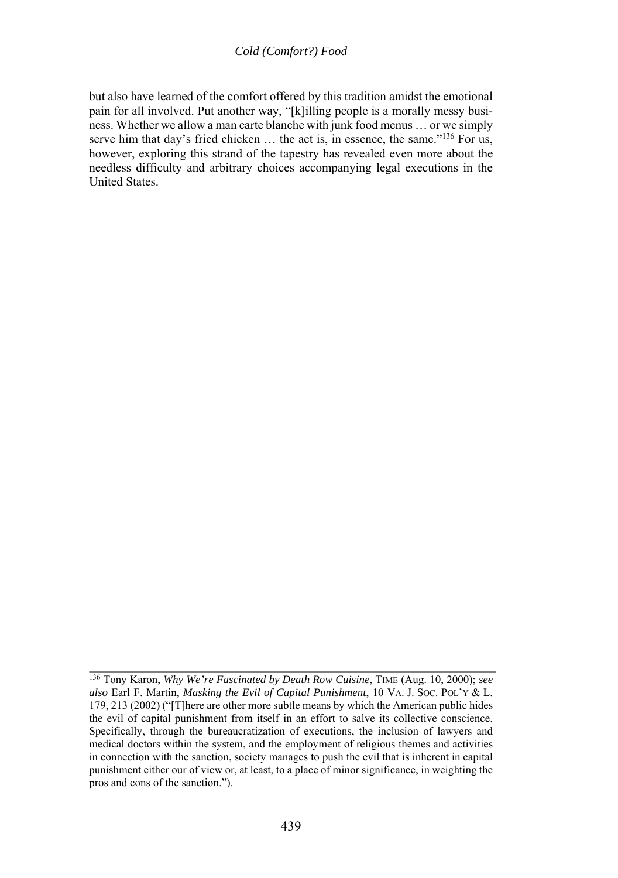but also have learned of the comfort offered by this tradition amidst the emotional pain for all involved. Put another way, "[k]illing people is a morally messy business. Whether we allow a man carte blanche with junk food menus … or we simply serve him that day's fried chicken … the act is, in essence, the same."[136] For us, however, exploring this strand of the tapestry has revealed even more about the needless difficulty and arbitrary choices accompanying legal executions in the United States.

---

[136] Tony Karon, *Why We're Fascinated by Death Row Cuisine*, TIME (Aug. 10, 2000); *see also* Earl F. Martin, *Masking the Evil of Capital Punishment*, 10 VA. J. SOC. POL'Y & L. 179, 213 (2002) ("[T]here are other more subtle means by which the American public hides the evil of capital punishment from itself in an effort to salve its collective conscience. Specifically, through the bureaucratization of executions, the inclusion of lawyers and medical doctors within the system, and the employment of religious themes and activities in connection with the sanction, society manages to push the evil that is inherent in capital punishment either our of view or, at least, to a place of minor significance, in weighting the pros and cons of the sanction.").